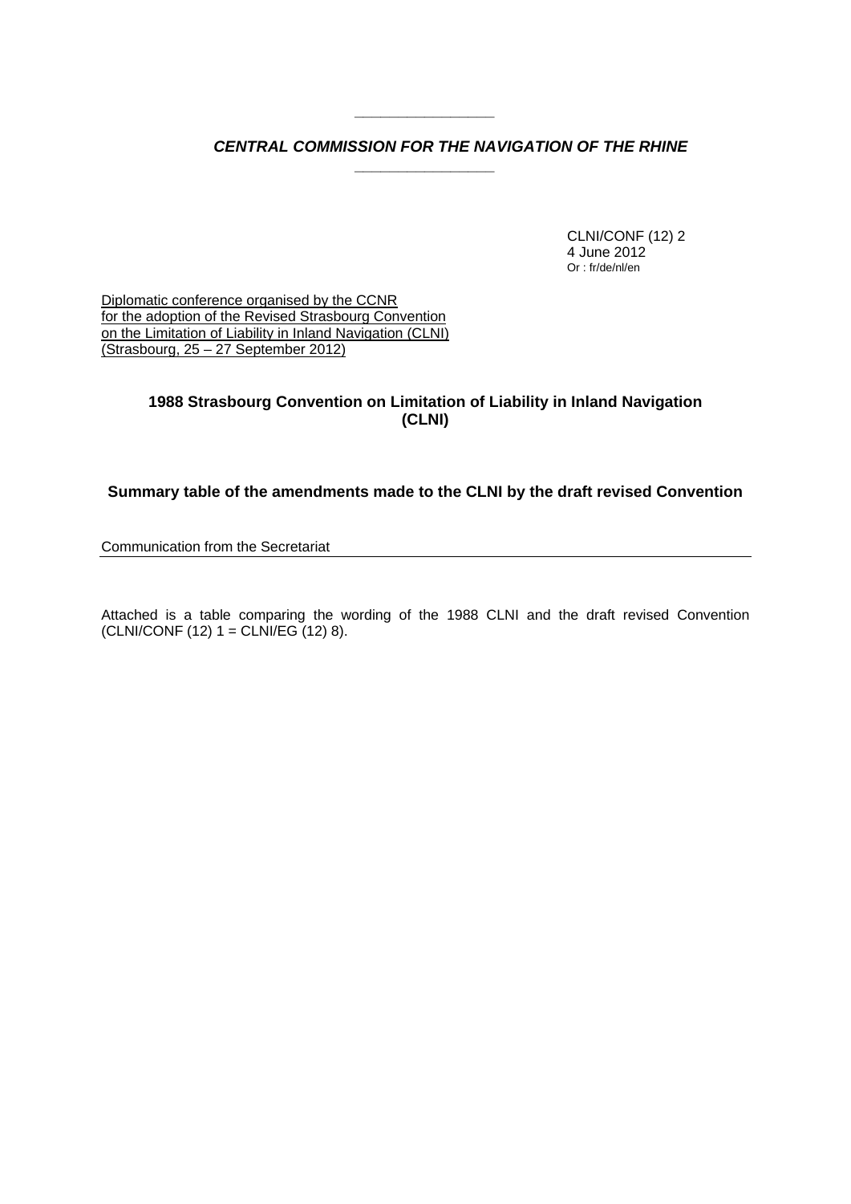***CENTRAL COMMISSION FOR THE NAVIGATION OF THE RHINE***

CLNI/CONF (12) 2
4 June 2012
Or : fr/de/nl/en

Diplomatic conference organised by the CCNR for the adoption of the Revised Strasbourg Convention on the Limitation of Liability in Inland Navigation (CLNI) (Strasbourg, 25 – 27 September 2012)

## 1988 Strasbourg Convention on Limitation of Liability in Inland Navigation (CLNI)

## Summary table of the amendments made to the CLNI by the draft revised Convention

Communication from the Secretariat

Attached is a table comparing the wording of the 1988 CLNI and the draft revised Convention (CLNI/CONF (12) 1 = CLNI/EG (12) 8).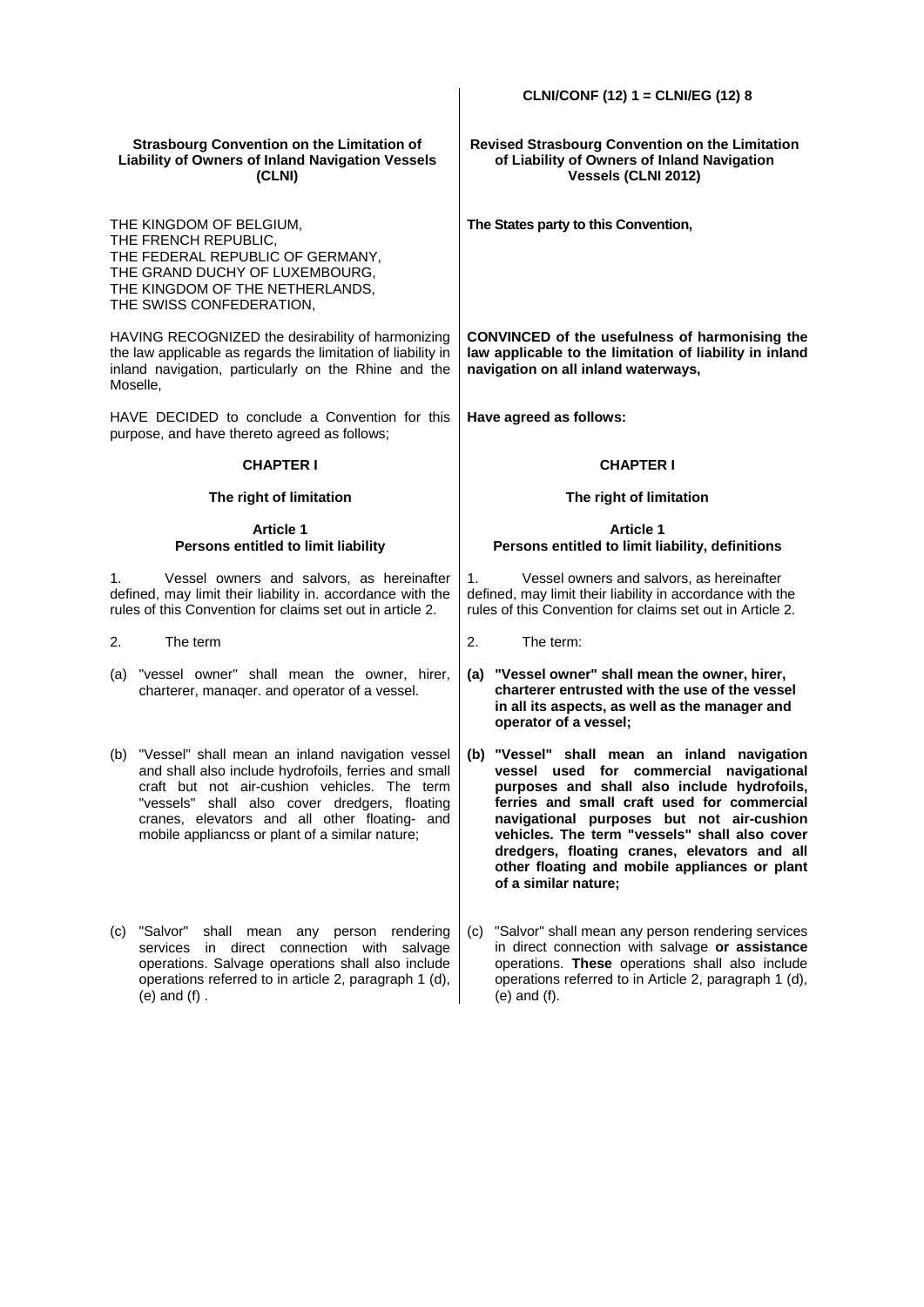CLNI/CONF (12) 1 = CLNI/EG (12) 8

| **Strasbourg Convention on the Limitation of Liability of Owners of Inland Navigation Vessels (CLNI)** | **Revised Strasbourg Convention on the Limitation of Liability of Owners of Inland Navigation Vessels (CLNI 2012)** |
|---|---|
| THE KINGDOM OF BELGIUM,<br>THE FRENCH REPUBLIC,<br>THE FEDERAL REPUBLIC OF GERMANY,<br>THE GRAND DUCHY OF LUXEMBOURG,<br>THE KINGDOM OF THE NETHERLANDS,<br>THE SWISS CONFEDERATION, | **The States party to this Convention,** |
| HAVING RECOGNIZED the desirability of harmonizing the law applicable as regards the limitation of liability in inland navigation, particularly on the Rhine and the Moselle, | **CONVINCED of the usefulness of harmonising the law applicable to the limitation of liability in inland navigation on all inland waterways,** |
| HAVE DECIDED to conclude a Convention for this purpose, and have thereto agreed as follows; | **Have agreed as follows:** |
| **CHAPTER I** | **CHAPTER I** |
| **The right of limitation** | **The right of limitation** |
| **Article 1**<br>**Persons entitled to limit liability** | **Article 1**<br>**Persons entitled to limit liability, definitions** |
| 1. Vessel owners and salvors, as hereinafter defined, may limit their liability in. accordance with the rules of this Convention for claims set out in article 2. | 1. Vessel owners and salvors, as hereinafter defined, may limit their liability in accordance with the rules of this Convention for claims set out in Article 2. |
| 2. The term | 2. The term: |
| (a) "vessel owner" shall mean the owner, hirer, charterer, manaqer. and operator of a vessel. | **(a) "Vessel owner" shall mean the owner, hirer, charterer entrusted with the use of the vessel in all its aspects, as well as the manager and operator of a vessel;** |
| (b) "Vessel" shall mean an inland navigation vessel and shall also include hydrofoils, ferries and small craft but not air-cushion vehicles. The term "vessels" shall also cover dredgers, floating cranes, elevators and all other floating- and mobile appliancss or plant of a similar nature; | **(b) "Vessel" shall mean an inland navigation vessel used for commercial navigational purposes and shall also include hydrofoils, ferries and small craft used for commercial navigational purposes but not air-cushion vehicles. The term "vessels" shall also cover dredgers, floating cranes, elevators and all other floating and mobile appliances or plant of a similar nature;** |
| (c) "Salvor" shall mean any person rendering services in direct connection with salvage operations. Salvage operations shall also include operations referred to in article 2, paragraph 1 (d), (e) and (f) . | (c) "Salvor" shall mean any person rendering services in direct connection with salvage **or assistance** operations. **These** operations shall also include operations referred to in Article 2, paragraph 1 (d), (e) and (f). |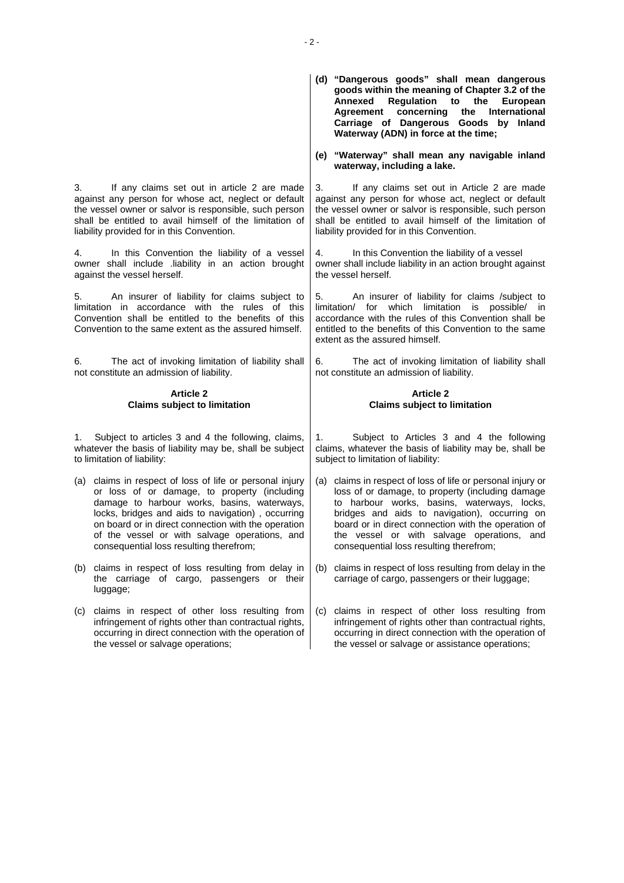**(d) "Dangerous goods" shall mean dangerous goods within the meaning of Chapter 3.2 of the Annexed Regulation to the European Agreement concerning the International Carriage of Dangerous Goods by Inland Waterway (ADN) in force at the time;**

**(e) "Waterway" shall mean any navigable inland waterway, including a lake.**

| | |
|---|---|
| 3. If any claims set out in article 2 are made against any person for whose act, neglect or default the vessel owner or salvor is responsible, such person shall be entitled to avail himself of the limitation of liability provided for in this Convention. | 3. If any claims set out in Article 2 are made against any person for whose act, neglect or default the vessel owner or salvor is responsible, such person shall be entitled to avail himself of the limitation of liability provided for in this Convention. |
| 4. In this Convention the liability of a vessel owner shall include .liability in an action brought against the vessel herself. | 4. In this Convention the liability of a vessel owner shall include liability in an action brought against the vessel herself. |
| 5. An insurer of liability for claims subject to limitation in accordance with the rules of this Convention shall be entitled to the benefits of this Convention to the same extent as the assured himself. | 5. An insurer of liability for claims /subject to limitation/ for which limitation is possible/ in accordance with the rules of this Convention shall be entitled to the benefits of this Convention to the same extent as the assured himself. |
| 6. The act of invoking limitation of liability shall not constitute an admission of liability. | 6. The act of invoking limitation of liability shall not constitute an admission of liability. |
| **Article 2** **Claims subject to limitation** | **Article 2** **Claims subject to limitation** |
| 1. Subject to articles 3 and 4 the following, claims, whatever the basis of liability may be, shall be subject to limitation of liability: | 1. Subject to Articles 3 and 4 the following claims, whatever the basis of liability may be, shall be subject to limitation of liability: |
| (a) claims in respect of loss of life or personal injury or loss of or damage, to property (including damage to harbour works, basins, waterways, locks, bridges and aids to navigation) , occurring on board or in direct connection with the operation of the vessel or with salvage operations, and consequential loss resulting therefrom; | (a) claims in respect of loss of life or personal injury or loss of or damage, to property (including damage to harbour works, basins, waterways, locks, bridges and aids to navigation), occurring on board or in direct connection with the operation of the vessel or with salvage operations, and consequential loss resulting therefrom; |
| (b) claims in respect of loss resulting from delay in the carriage of cargo, passengers or their luggage; | (b) claims in respect of loss resulting from delay in the carriage of cargo, passengers or their luggage; |
| (c) claims in respect of other loss resulting from infringement of rights other than contractual rights, occurring in direct connection with the operation of the vessel or salvage operations; | (c) claims in respect of other loss resulting from infringement of rights other than contractual rights, occurring in direct connection with the operation of the vessel or salvage or assistance operations; |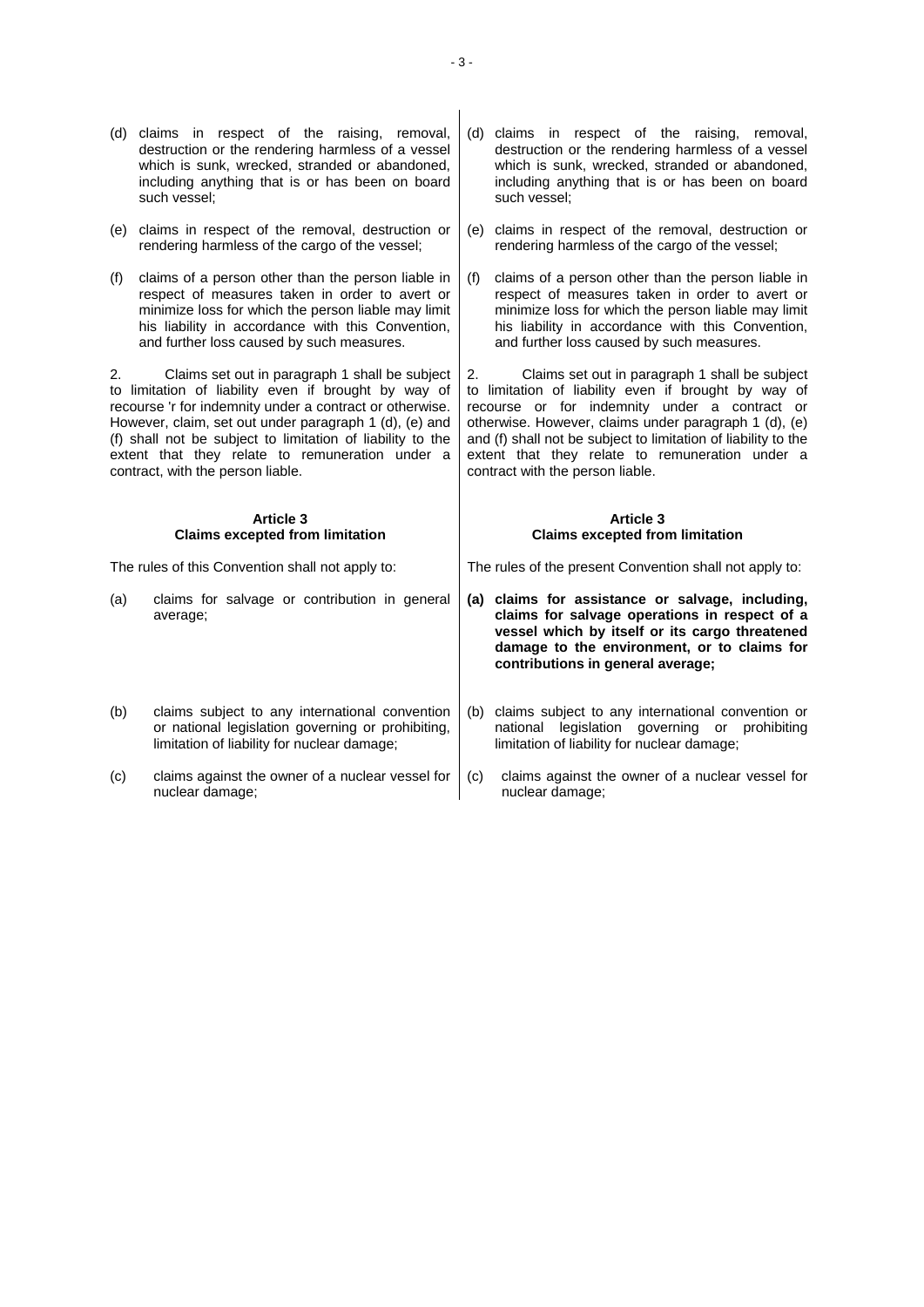(d) claims in respect of the raising, removal, destruction or the rendering harmless of a vessel which is sunk, wrecked, stranded or abandoned, including anything that is or has been on board such vessel;

(e) claims in respect of the removal, destruction or rendering harmless of the cargo of the vessel;

(f) claims of a person other than the person liable in respect of measures taken in order to avert or minimize loss for which the person liable may limit his liability in accordance with this Convention, and further loss caused by such measures.

2. Claims set out in paragraph 1 shall be subject to limitation of liability even if brought by way of recourse 'r for indemnity under a contract or otherwise. However, claim, set out under paragraph 1 (d), (e) and (f) shall not be subject to limitation of liability to the extent that they relate to remuneration under a contract, with the person liable.

**Article 3**
**Claims excepted from limitation**

The rules of this Convention shall not apply to:

(a) claims for salvage or contribution in general average;

(b) claims subject to any international convention or national legislation governing or prohibiting, limitation of liability for nuclear damage;

(c) claims against the owner of a nuclear vessel for nuclear damage;

(d) claims in respect of the raising, removal, destruction or the rendering harmless of a vessel which is sunk, wrecked, stranded or abandoned, including anything that is or has been on board such vessel;

(e) claims in respect of the removal, destruction or rendering harmless of the cargo of the vessel;

(f) claims of a person other than the person liable in respect of measures taken in order to avert or minimize loss for which the person liable may limit his liability in accordance with this Convention, and further loss caused by such measures.

2. Claims set out in paragraph 1 shall be subject to limitation of liability even if brought by way of recourse or for indemnity under a contract or otherwise. However, claims under paragraph 1 (d), (e) and (f) shall not be subject to limitation of liability to the extent that they relate to remuneration under a contract with the person liable.

**Article 3**
**Claims excepted from limitation**

The rules of the present Convention shall not apply to:

**(a) claims for assistance or salvage, including, claims for salvage operations in respect of a vessel which by itself or its cargo threatened damage to the environment, or to claims for contributions in general average;**

(b) claims subject to any international convention or national legislation governing or prohibiting limitation of liability for nuclear damage;

(c) claims against the owner of a nuclear vessel for nuclear damage;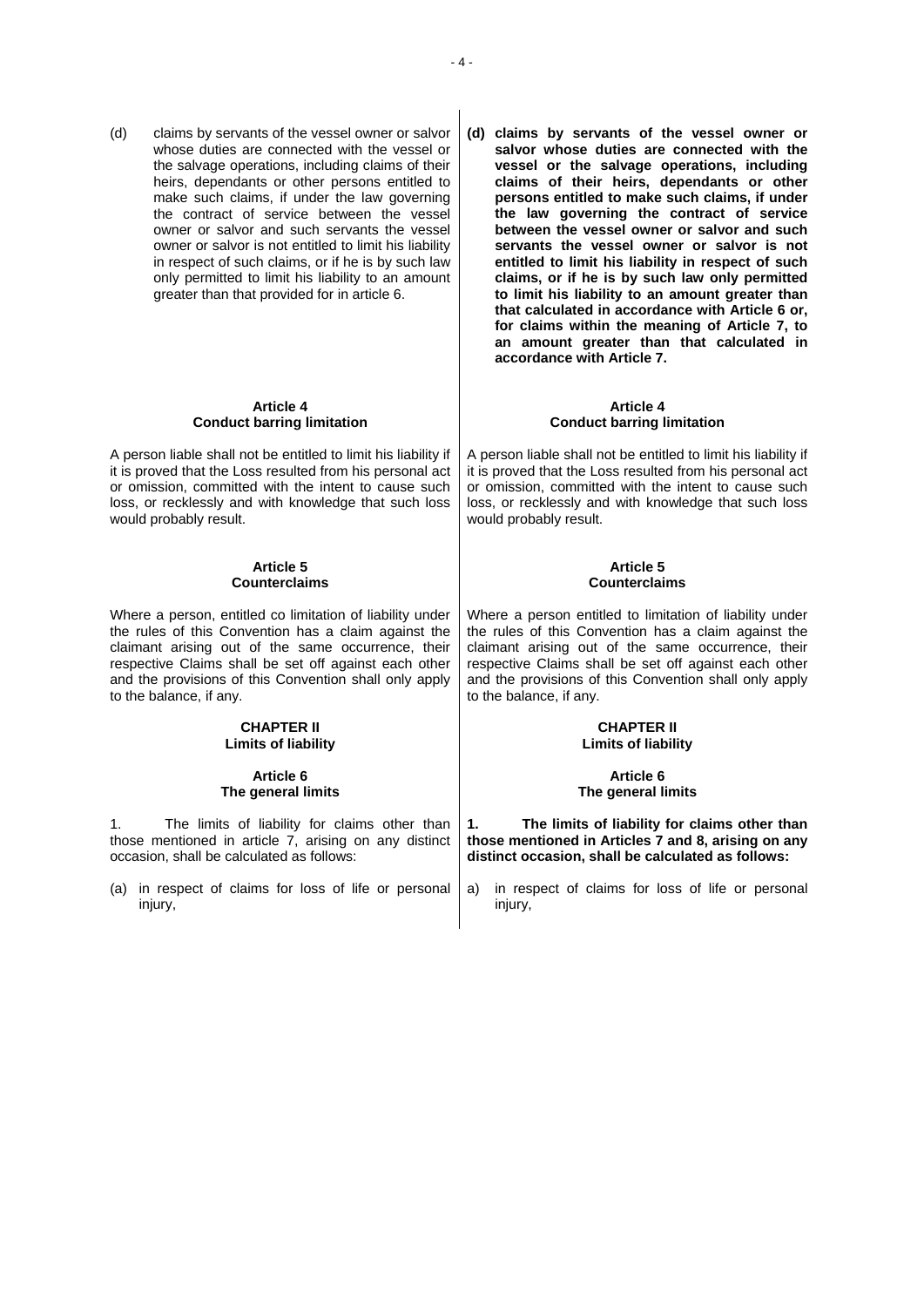(d) claims by servants of the vessel owner or salvor whose duties are connected with the vessel or the salvage operations, including claims of their heirs, dependants or other persons entitled to make such claims, if under the law governing the contract of service between the vessel owner or salvor and such servants the vessel owner or salvor is not entitled to limit his liability in respect of such claims, or if he is by such law only permitted to limit his liability to an amount greater than that provided for in article 6.

**(d) claims by servants of the vessel owner or salvor whose duties are connected with the vessel or the salvage operations, including claims of their heirs, dependants or other persons entitled to make such claims, if under the law governing the contract of service between the vessel owner or salvor and such servants the vessel owner or salvor is not entitled to limit his liability in respect of such claims, or if he is by such law only permitted to limit his liability to an amount greater than that calculated in accordance with Article 6 or, for claims within the meaning of Article 7, to an amount greater than that calculated in accordance with Article 7.**

**Article 4**
**Conduct barring limitation**

A person liable shall not be entitled to limit his liability if it is proved that the Loss resulted from his personal act or omission, committed with the intent to cause such loss, or recklessly and with knowledge that such loss would probably result.

**Article 4**
**Conduct barring limitation**

A person liable shall not be entitled to limit his liability if it is proved that the Loss resulted from his personal act or omission, committed with the intent to cause such loss, or recklessly and with knowledge that such loss would probably result.

**Article 5**
**Counterclaims**

Where a person, entitled co limitation of liability under the rules of this Convention has a claim against the claimant arising out of the same occurrence, their respective Claims shall be set off against each other and the provisions of this Convention shall only apply to the balance, if any.

**Article 5**
**Counterclaims**

Where a person entitled to limitation of liability under the rules of this Convention has a claim against the claimant arising out of the same occurrence, their respective Claims shall be set off against each other and the provisions of this Convention shall only apply to the balance, if any.

**CHAPTER II**
**Limits of liability**

**Article 6**
**The general limits**

1. The limits of liability for claims other than those mentioned in article 7, arising on any distinct occasion, shall be calculated as follows:

(a) in respect of claims for loss of life or personal injury,

**CHAPTER II**
**Limits of liability**

**Article 6**
**The general limits**

**1. The limits of liability for claims other than those mentioned in Articles 7 and 8, arising on any distinct occasion, shall be calculated as follows:**

a) in respect of claims for loss of life or personal injury,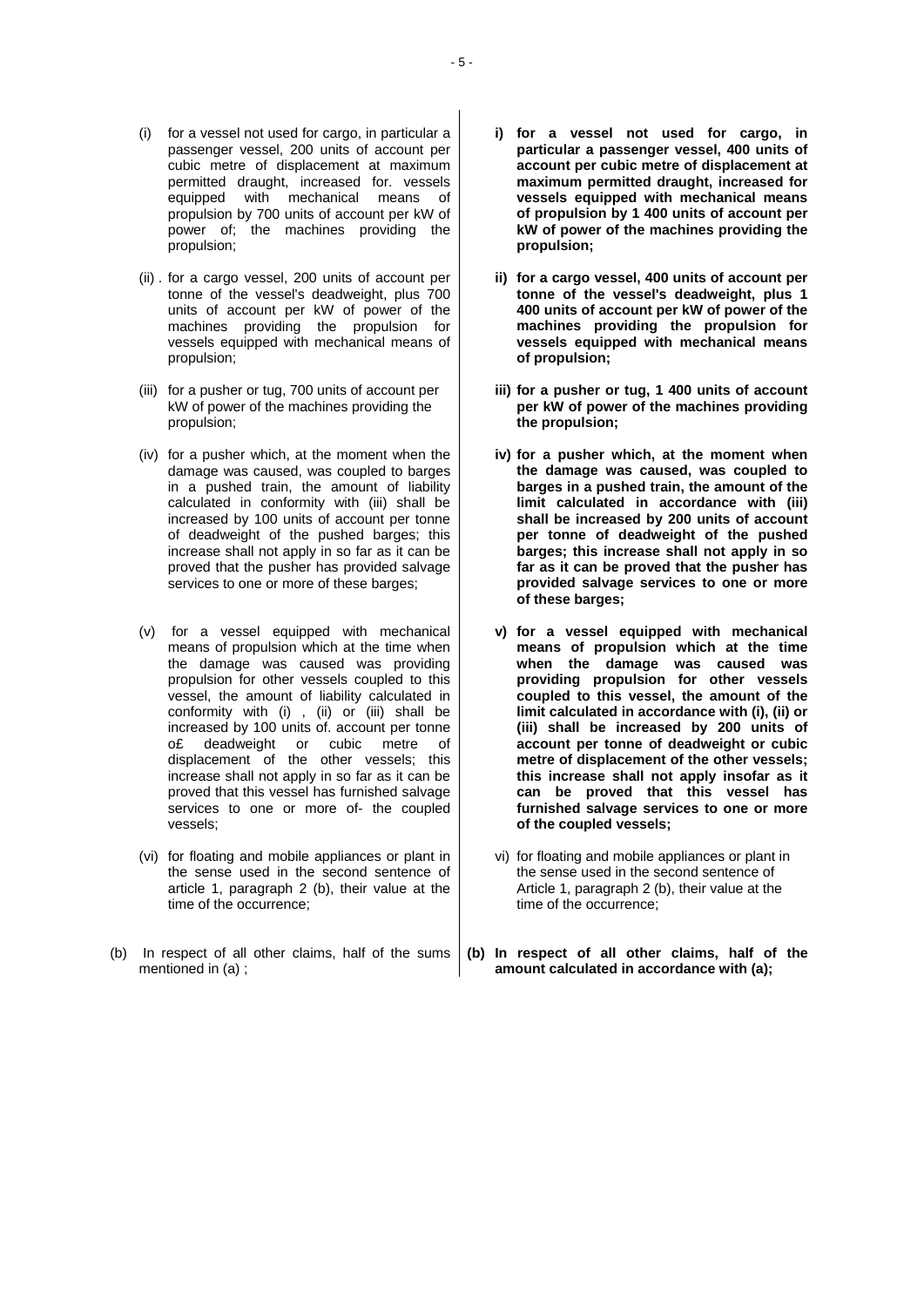(i) for a vessel not used for cargo, in particular a passenger vessel, 200 units of account per cubic metre of displacement at maximum permitted draught, increased for. vessels equipped with mechanical means of propulsion by 700 units of account per kW of power of; the machines providing the propulsion;

(ii) . for a cargo vessel, 200 units of account per tonne of the vessel's deadweight, plus 700 units of account per kW of power of the machines providing the propulsion for vessels equipped with mechanical means of propulsion;

(iii) for a pusher or tug, 700 units of account per kW of power of the machines providing the propulsion;

(iv) for a pusher which, at the moment when the damage was caused, was coupled to barges in a pushed train, the amount of liability calculated in conformity with (iii) shall be increased by 100 units of account per tonne of deadweight of the pushed barges; this increase shall not apply in so far as it can be proved that the pusher has provided salvage services to one or more of these barges;

(v) for a vessel equipped with mechanical means of propulsion which at the time when the damage was caused was providing propulsion for other vessels coupled to this vessel, the amount of liability calculated in conformity with (i) , (ii) or (iii) shall be increased by 100 units of. account per tonne o£ deadweight or cubic metre of displacement of the other vessels; this increase shall not apply in so far as it can be proved that this vessel has furnished salvage services to one or more of- the coupled vessels;

(vi) for floating and mobile appliances or plant in the sense used in the second sentence of article 1, paragraph 2 (b), their value at the time of the occurrence;

(b) In respect of all other claims, half of the sums mentioned in (a) ;

**i) for a vessel not used for cargo, in particular a passenger vessel, 400 units of account per cubic metre of displacement at maximum permitted draught, increased for vessels equipped with mechanical means of propulsion by 1 400 units of account per kW of power of the machines providing the propulsion;**

**ii) for a cargo vessel, 400 units of account per tonne of the vessel's deadweight, plus 1 400 units of account per kW of power of the machines providing the propulsion for vessels equipped with mechanical means of propulsion;**

**iii) for a pusher or tug, 1 400 units of account per kW of power of the machines providing the propulsion;**

**iv) for a pusher which, at the moment when the damage was caused, was coupled to barges in a pushed train, the amount of the limit calculated in accordance with (iii) shall be increased by 200 units of account per tonne of deadweight of the pushed barges; this increase shall not apply in so far as it can be proved that the pusher has provided salvage services to one or more of these barges;**

**v) for a vessel equipped with mechanical means of propulsion which at the time when the damage was caused was providing propulsion for other vessels coupled to this vessel, the amount of the limit calculated in accordance with (i), (ii) or (iii) shall be increased by 200 units of account per tonne of deadweight or cubic metre of displacement of the other vessels; this increase shall not apply insofar as it can be proved that this vessel has furnished salvage services to one or more of the coupled vessels;**

vi) for floating and mobile appliances or plant in the sense used in the second sentence of Article 1, paragraph 2 (b), their value at the time of the occurrence;

**(b) In respect of all other claims, half of the amount calculated in accordance with (a);**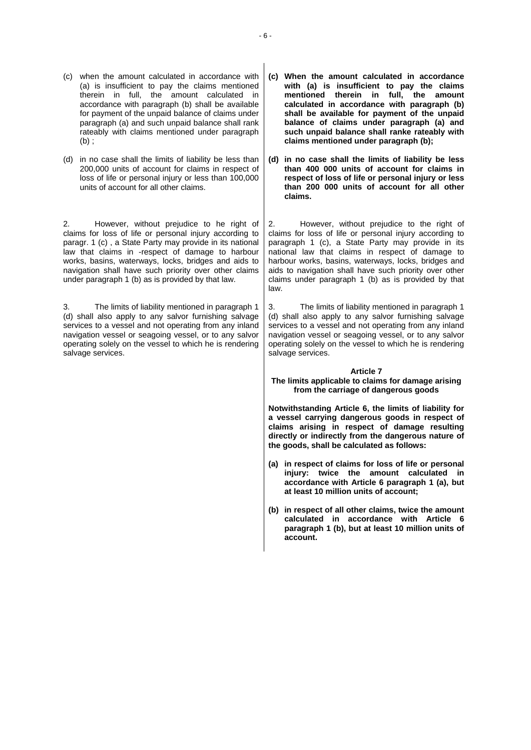(c) when the amount calculated in accordance with (a) is insufficient to pay the claims mentioned therein in full, the amount calculated in accordance with paragraph (b) shall be available for payment of the unpaid balance of claims under paragraph (a) and such unpaid balance shall rank rateably with claims mentioned under paragraph (b) ;

(d) in no case shall the limits of liability be less than 200,000 units of account for claims in respect of loss of life or personal injury or less than 100,000 units of account for all other claims.

2. However, without prejudice to he right of claims for loss of life or personal injury according to paragr. 1 (c) , a State Party may provide in its national law that claims in -respect of damage to harbour works, basins, waterways, locks, bridges and aids to navigation shall have such priority over other claims under paragraph 1 (b) as is provided by that law.

3. The limits of liability mentioned in paragraph 1 (d) shall also apply to any salvor furnishing salvage services to a vessel and not operating from any inland navigation vessel or seagoing vessel, or to any salvor operating solely on the vessel to which he is rendering salvage services.

**(c) When the amount calculated in accordance with (a) is insufficient to pay the claims mentioned therein in full, the amount calculated in accordance with paragraph (b) shall be available for payment of the unpaid balance of claims under paragraph (a) and such unpaid balance shall ranke rateably with claims mentioned under paragraph (b);**

**(d) in no case shall the limits of liability be less than 400 000 units of account for claims in respect of loss of life or personal injury or less than 200 000 units of account for all other claims.**

2. However, without prejudice to the right of claims for loss of life or personal injury according to paragraph 1 (c), a State Party may provide in its national law that claims in respect of damage to harbour works, basins, waterways, locks, bridges and aids to navigation shall have such priority over other claims under paragraph 1 (b) as is provided by that law.

3. The limits of liability mentioned in paragraph 1 (d) shall also apply to any salvor furnishing salvage services to a vessel and not operating from any inland navigation vessel or seagoing vessel, or to any salvor operating solely on the vessel to which he is rendering salvage services.

**Article 7**
**The limits applicable to claims for damage arising from the carriage of dangerous goods**

**Notwithstanding Article 6, the limits of liability for a vessel carrying dangerous goods in respect of claims arising in respect of damage resulting directly or indirectly from the dangerous nature of the goods, shall be calculated as follows:**

**(a) in respect of claims for loss of life or personal injury: twice the amount calculated in accordance with Article 6 paragraph 1 (a), but at least 10 million units of account;**

**(b) in respect of all other claims, twice the amount calculated in accordance with Article 6 paragraph 1 (b), but at least 10 million units of account.**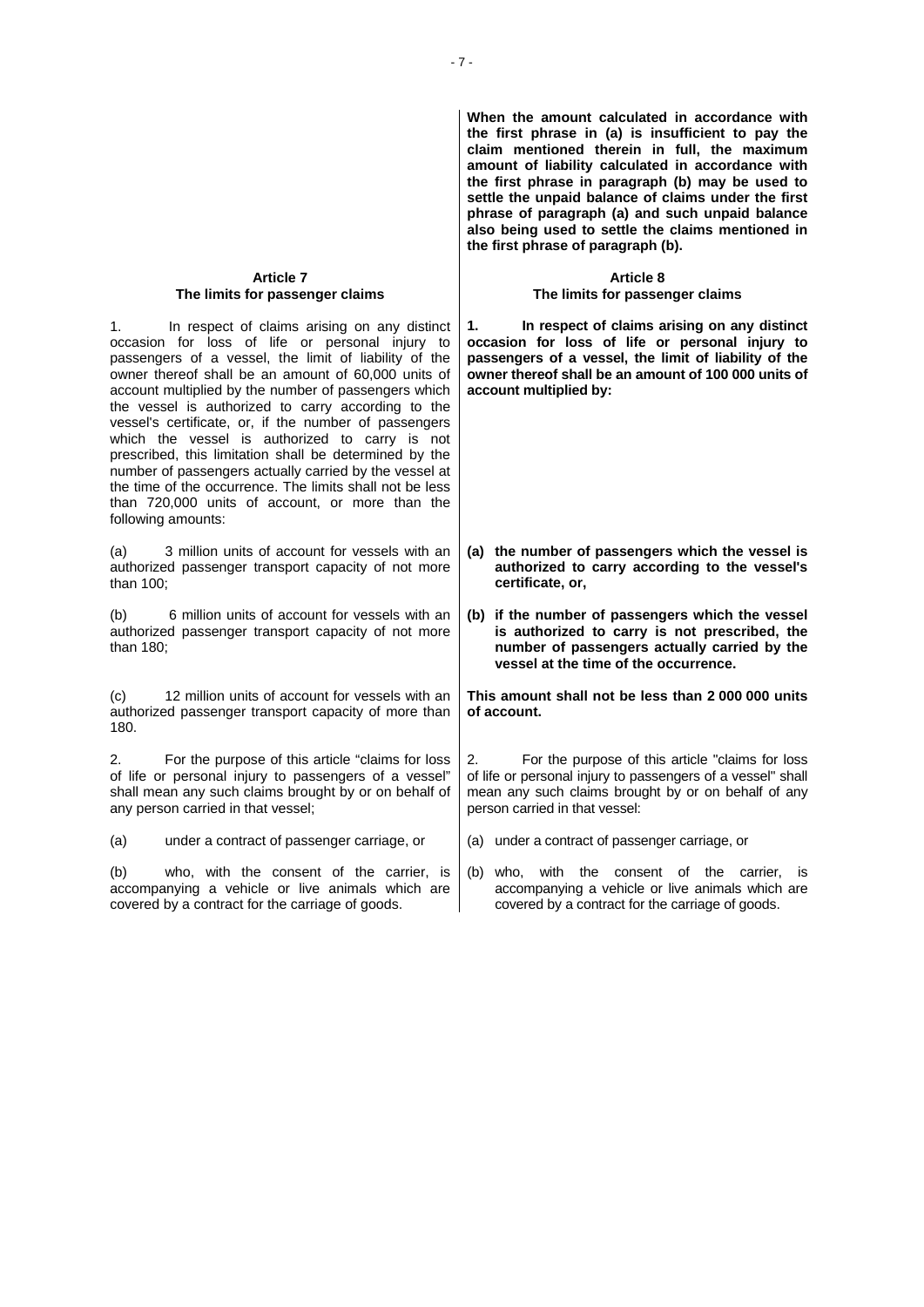**When the amount calculated in accordance with the first phrase in (a) is insufficient to pay the claim mentioned therein in full, the maximum amount of liability calculated in accordance with the first phrase in paragraph (b) may be used to settle the unpaid balance of claims under the first phrase of paragraph (a) and such unpaid balance also being used to settle the claims mentioned in the first phrase of paragraph (b).**

| **Article 7**<br>**The limits for passenger claims** | **Article 8**<br>**The limits for passenger claims** |
|---|---|
| 1. In respect of claims arising on any distinct occasion for loss of life or personal injury to passengers of a vessel, the limit of liability of the owner thereof shall be an amount of 60,000 units of account multiplied by the number of passengers which the vessel is authorized to carry according to the vessel's certificate, or, if the number of passengers which the vessel is authorized to carry is not prescribed, this limitation shall be determined by the number of passengers actually carried by the vessel at the time of the occurrence. The limits shall not be less than 720,000 units of account, or more than the following amounts: | **1. In respect of claims arising on any distinct occasion for loss of life or personal injury to passengers of a vessel, the limit of liability of the owner thereof shall be an amount of 100 000 units of account multiplied by:** |
| (a) 3 million units of account for vessels with an authorized passenger transport capacity of not more than 100; | **(a) the number of passengers which the vessel is authorized to carry according to the vessel's certificate, or,** |
| (b) 6 million units of account for vessels with an authorized passenger transport capacity of not more than 180; | **(b) if the number of passengers which the vessel is authorized to carry is not prescribed, the number of passengers actually carried by the vessel at the time of the occurrence.** |
| (c) 12 million units of account for vessels with an authorized passenger transport capacity of more than 180. | **This amount shall not be less than 2 000 000 units of account.** |
| 2. For the purpose of this article "claims for loss of life or personal injury to passengers of a vessel" shall mean any such claims brought by or on behalf of any person carried in that vessel; | 2. For the purpose of this article "claims for loss of life or personal injury to passengers of a vessel" shall mean any such claims brought by or on behalf of any person carried in that vessel: |
| (a) under a contract of passenger carriage, or | (a) under a contract of passenger carriage, or |
| (b) who, with the consent of the carrier, is accompanying a vehicle or live animals which are covered by a contract for the carriage of goods. | (b) who, with the consent of the carrier, is accompanying a vehicle or live animals which are covered by a contract for the carriage of goods. |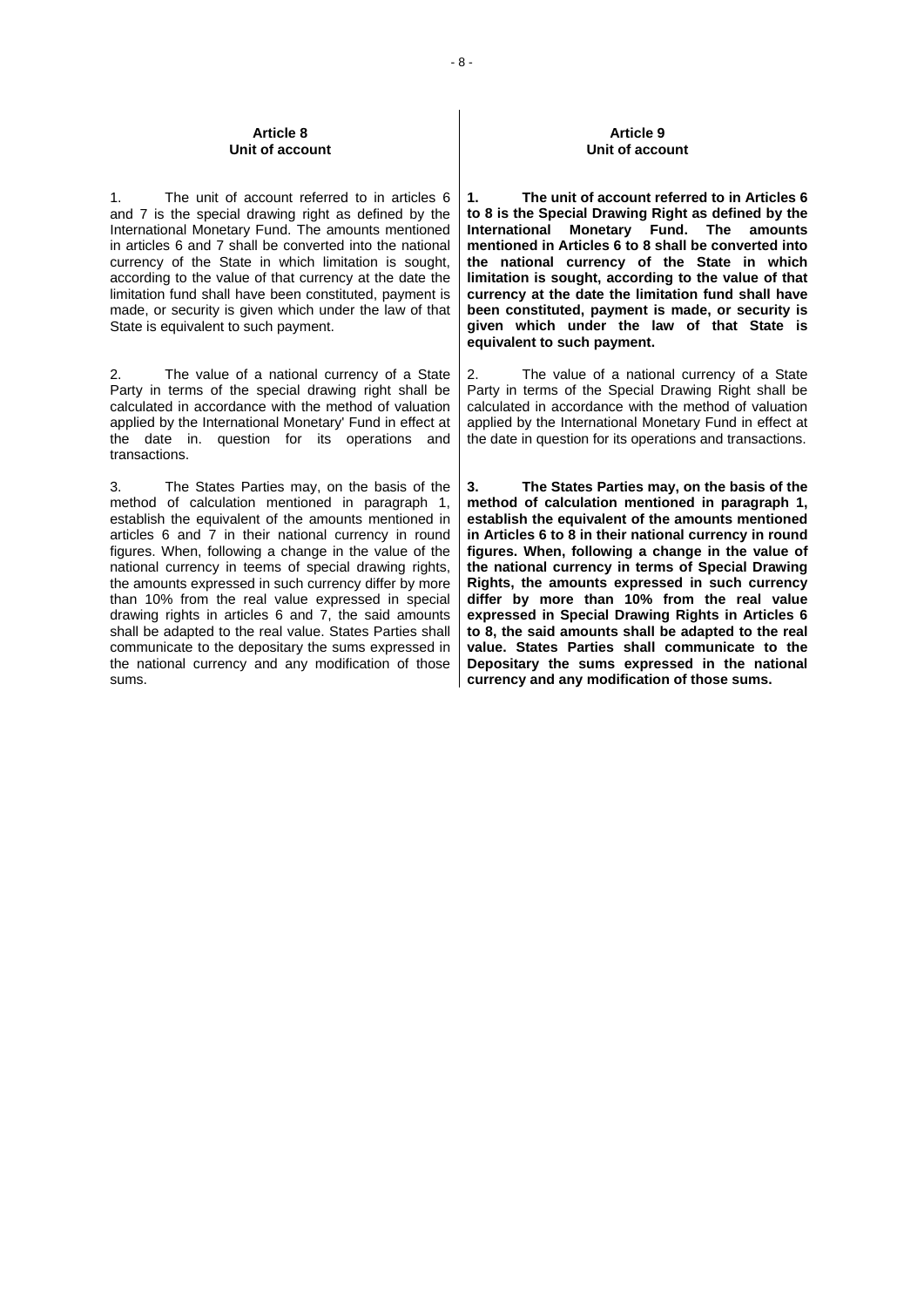**Article 8**
**Unit of account**

1. The unit of account referred to in articles 6 and 7 is the special drawing right as defined by the International Monetary Fund. The amounts mentioned in articles 6 and 7 shall be converted into the national currency of the State in which limitation is sought, according to the value of that currency at the date the limitation fund shall have been constituted, payment is made, or security is given which under the law of that State is equivalent to such payment.

2. The value of a national currency of a State Party in terms of the special drawing right shall be calculated in accordance with the method of valuation applied by the International Monetary' Fund in effect at the date in. question for its operations and transactions.

3. The States Parties may, on the basis of the method of calculation mentioned in paragraph 1, establish the equivalent of the amounts mentioned in articles 6 and 7 in their national currency in round figures. When, following a change in the value of the national currency in teems of special drawing rights, the amounts expressed in such currency differ by more than 10% from the real value expressed in special drawing rights in articles 6 and 7, the said amounts shall be adapted to the real value. States Parties shall communicate to the depositary the sums expressed in the national currency and any modification of those sums.

**Article 9**
**Unit of account**

**1. The unit of account referred to in Articles 6 to 8 is the Special Drawing Right as defined by the International Monetary Fund. The amounts mentioned in Articles 6 to 8 shall be converted into the national currency of the State in which limitation is sought, according to the value of that currency at the date the limitation fund shall have been constituted, payment is made, or security is given which under the law of that State is equivalent to such payment.**

2. The value of a national currency of a State Party in terms of the Special Drawing Right shall be calculated in accordance with the method of valuation applied by the International Monetary Fund in effect at the date in question for its operations and transactions.

**3. The States Parties may, on the basis of the method of calculation mentioned in paragraph 1, establish the equivalent of the amounts mentioned in Articles 6 to 8 in their national currency in round figures. When, following a change in the value of the national currency in terms of Special Drawing Rights, the amounts expressed in such currency differ by more than 10% from the real value expressed in Special Drawing Rights in Articles 6 to 8, the said amounts shall be adapted to the real value. States Parties shall communicate to the Depositary the sums expressed in the national currency and any modification of those sums.**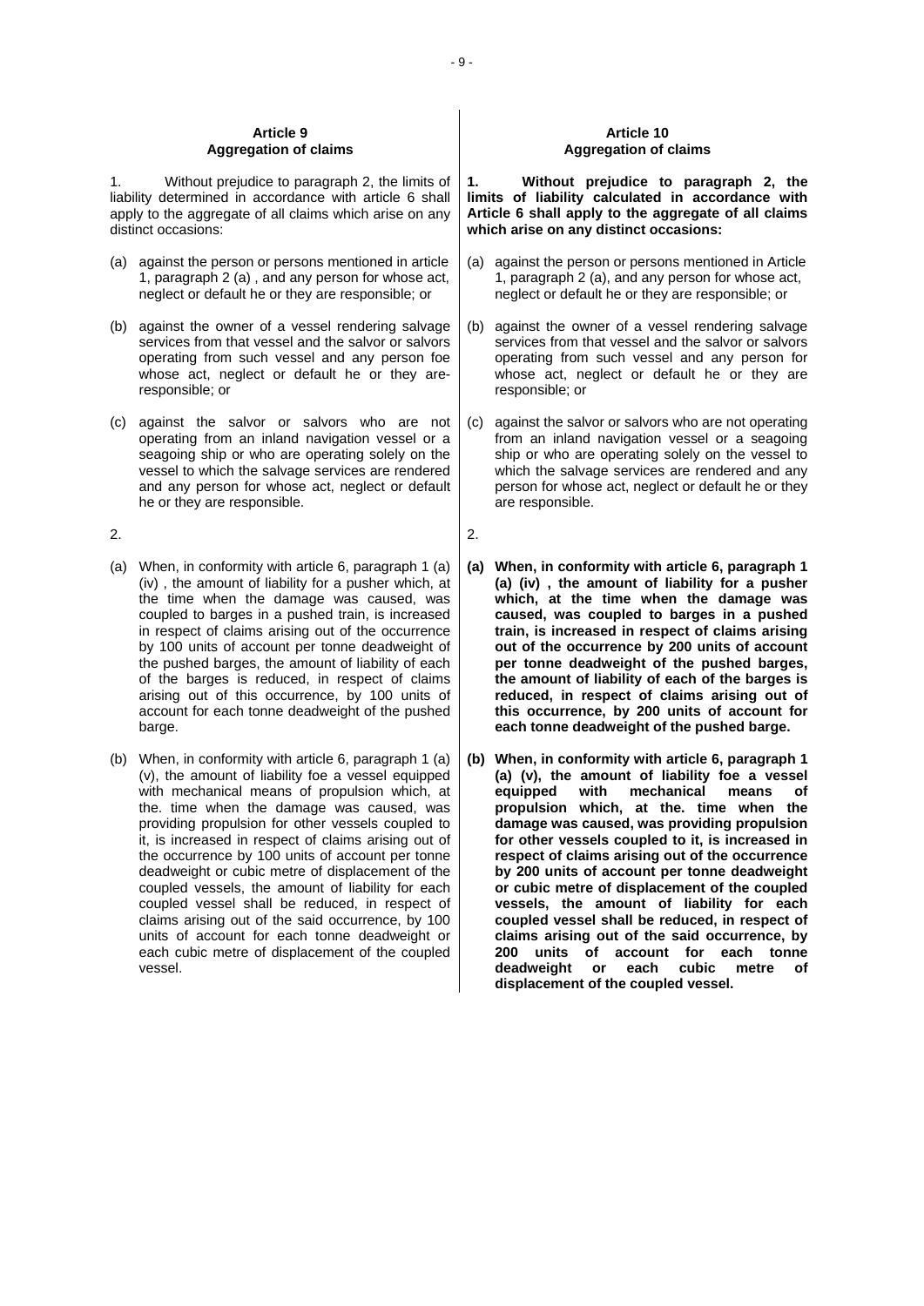**Article 9**
**Aggregation of claims**

1. Without prejudice to paragraph 2, the limits of liability determined in accordance with article 6 shall apply to the aggregate of all claims which arise on any distinct occasions:

(a) against the person or persons mentioned in article 1, paragraph 2 (a) , and any person for whose act, neglect or default he or they are responsible; or

(b) against the owner of a vessel rendering salvage services from that vessel and the salvor or salvors operating from such vessel and any person foe whose act, neglect or default he or they are-responsible; or

(c) against the salvor or salvors who are not operating from an inland navigation vessel or a seagoing ship or who are operating solely on the vessel to which the salvage services are rendered and any person for whose act, neglect or default he or they are responsible.

2.

(a) When, in conformity with article 6, paragraph 1 (a) (iv) , the amount of liability for a pusher which, at the time when the damage was caused, was coupled to barges in a pushed train, is increased in respect of claims arising out of the occurrence by 100 units of account per tonne deadweight of the pushed barges, the amount of liability of each of the barges is reduced, in respect of claims arising out of this occurrence, by 100 units of account for each tonne deadweight of the pushed barge.

(b) When, in conformity with article 6, paragraph 1 (a) (v), the amount of liability foe a vessel equipped with mechanical means of propulsion which, at the. time when the damage was caused, was providing propulsion for other vessels coupled to it, is increased in respect of claims arising out of the occurrence by 100 units of account per tonne deadweight or cubic metre of displacement of the coupled vessels, the amount of liability for each coupled vessel shall be reduced, in respect of claims arising out of the said occurrence, by 100 units of account for each tonne deadweight or each cubic metre of displacement of the coupled vessel.

**Article 10**
**Aggregation of claims**

**1. Without prejudice to paragraph 2, the limits of liability calculated in accordance with Article 6 shall apply to the aggregate of all claims which arise on any distinct occasions:**

(a) against the person or persons mentioned in Article 1, paragraph 2 (a), and any person for whose act, neglect or default he or they are responsible; or

(b) against the owner of a vessel rendering salvage services from that vessel and the salvor or salvors operating from such vessel and any person for whose act, neglect or default he or they are responsible; or

(c) against the salvor or salvors who are not operating from an inland navigation vessel or a seagoing ship or who are operating solely on the vessel to which the salvage services are rendered and any person for whose act, neglect or default he or they are responsible.

2.

**(a) When, in conformity with article 6, paragraph 1 (a) (iv) , the amount of liability for a pusher which, at the time when the damage was caused, was coupled to barges in a pushed train, is increased in respect of claims arising out of the occurrence by 200 units of account per tonne deadweight of the pushed barges, the amount of liability of each of the barges is reduced, in respect of claims arising out of this occurrence, by 200 units of account for each tonne deadweight of the pushed barge.**

**(b) When, in conformity with article 6, paragraph 1 (a) (v), the amount of liability foe a vessel equipped with mechanical means of propulsion which, at the. time when the damage was caused, was providing propulsion for other vessels coupled to it, is increased in respect of claims arising out of the occurrence by 200 units of account per tonne deadweight or cubic metre of displacement of the coupled vessels, the amount of liability for each coupled vessel shall be reduced, in respect of claims arising out of the said occurrence, by 200 units of account for each tonne deadweight or each cubic metre of displacement of the coupled vessel.**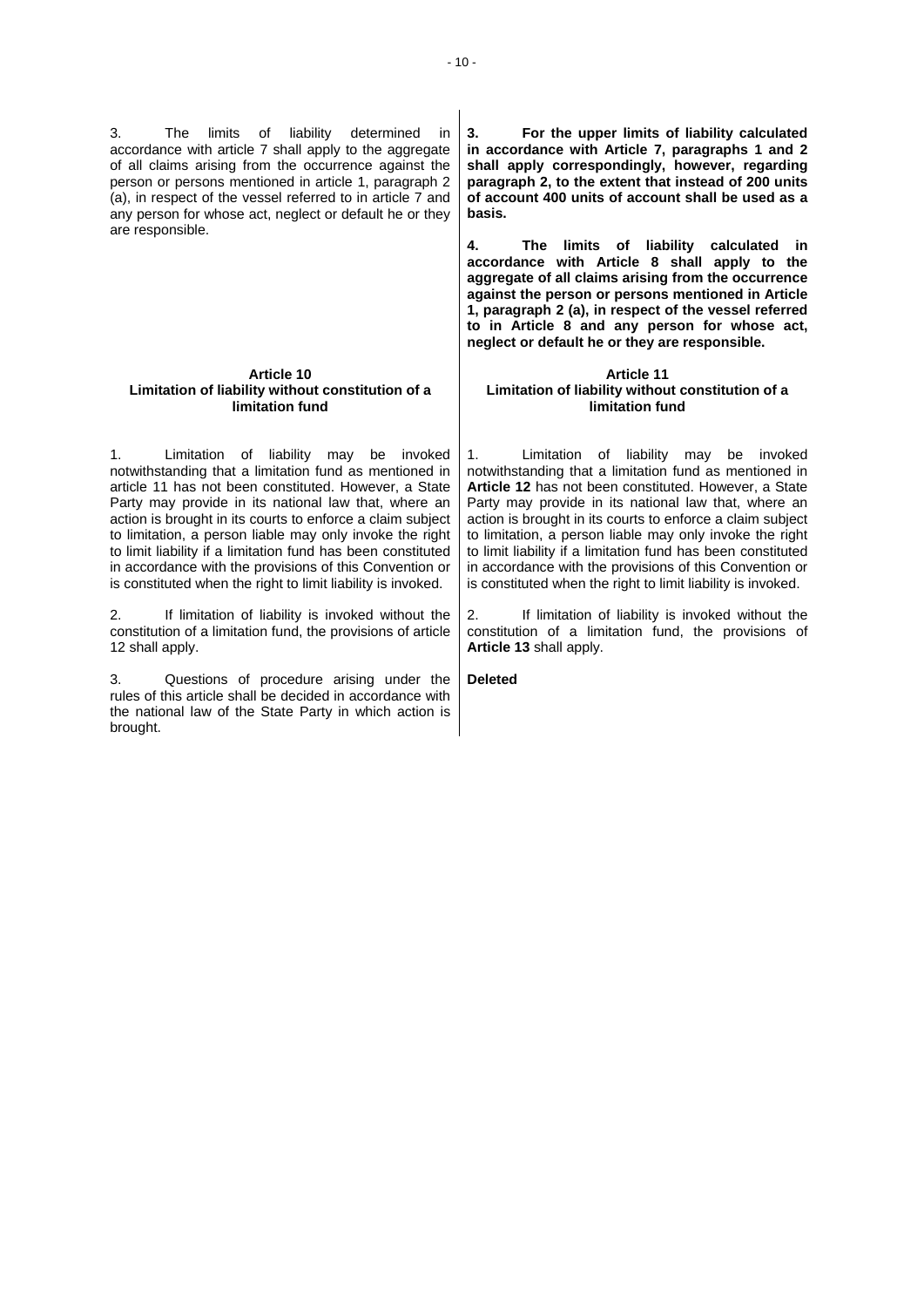3. The limits of liability determined in accordance with article 7 shall apply to the aggregate of all claims arising from the occurrence against the person or persons mentioned in article 1, paragraph 2 (a), in respect of the vessel referred to in article 7 and any person for whose act, neglect or default he or they are responsible.

**3. For the upper limits of liability calculated in accordance with Article 7, paragraphs 1 and 2 shall apply correspondingly, however, regarding paragraph 2, to the extent that instead of 200 units of account 400 units of account shall be used as a basis.**

**4. The limits of liability calculated in accordance with Article 8 shall apply to the aggregate of all claims arising from the occurrence against the person or persons mentioned in Article 1, paragraph 2 (a), in respect of the vessel referred to in Article 8 and any person for whose act, neglect or default he or they are responsible.**

### Article 10
### Limitation of liability without constitution of a limitation fund

1. Limitation of liability may be invoked notwithstanding that a limitation fund as mentioned in article 11 has not been constituted. However, a State Party may provide in its national law that, where an action is brought in its courts to enforce a claim subject to limitation, a person liable may only invoke the right to limit liability if a limitation fund has been constituted in accordance with the provisions of this Convention or is constituted when the right to limit liability is invoked.

2. If limitation of liability is invoked without the constitution of a limitation fund, the provisions of article 12 shall apply.

3. Questions of procedure arising under the rules of this article shall be decided in accordance with the national law of the State Party in which action is brought.

### Article 11
### Limitation of liability without constitution of a limitation fund

1. Limitation of liability may be invoked notwithstanding that a limitation fund as mentioned in **Article 12** has not been constituted. However, a State Party may provide in its national law that, where an action is brought in its courts to enforce a claim subject to limitation, a person liable may only invoke the right to limit liability if a limitation fund has been constituted in accordance with the provisions of this Convention or is constituted when the right to limit liability is invoked.

2. If limitation of liability is invoked without the constitution of a limitation fund, the provisions of **Article 13** shall apply.

**Deleted**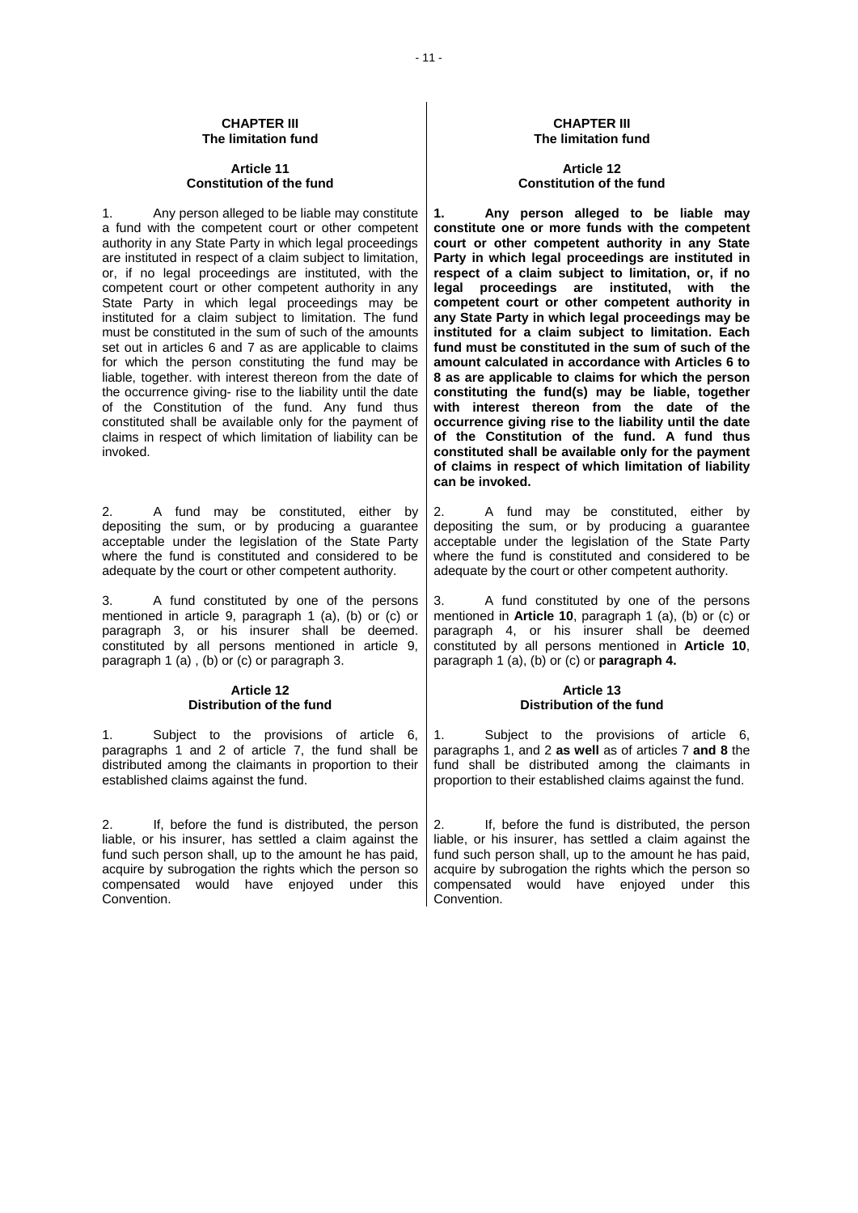**CHAPTER III**
**The limitation fund**

**Article 11**
**Constitution of the fund**

1. Any person alleged to be liable may constitute a fund with the competent court or other competent authority in any State Party in which legal proceedings are instituted in respect of a claim subject to limitation, or, if no legal proceedings are instituted, with the competent court or other competent authority in any State Party in which legal proceedings may be instituted for a claim subject to limitation. The fund must be constituted in the sum of such of the amounts set out in articles 6 and 7 as are applicable to claims for which the person constituting the fund may be liable, together. with interest thereon from the date of the occurrence giving- rise to the liability until the date of the Constitution of the fund. Any fund thus constituted shall be available only for the payment of claims in respect of which limitation of liability can be invoked.

2. A fund may be constituted, either by depositing the sum, or by producing a guarantee acceptable under the legislation of the State Party where the fund is constituted and considered to be adequate by the court or other competent authority.

3. A fund constituted by one of the persons mentioned in article 9, paragraph 1 (a), (b) or (c) or paragraph 3, or his insurer shall be deemed. constituted by all persons mentioned in article 9, paragraph 1 (a) , (b) or (c) or paragraph 3.

**Article 12**
**Distribution of the fund**

1. Subject to the provisions of article 6, paragraphs 1 and 2 of article 7, the fund shall be distributed among the claimants in proportion to their established claims against the fund.

2. If, before the fund is distributed, the person liable, or his insurer, has settled a claim against the fund such person shall, up to the amount he has paid, acquire by subrogation the rights which the person so compensated would have enjoyed under this Convention.

**CHAPTER III**
**The limitation fund**

**Article 12**
**Constitution of the fund**

**1. Any person alleged to be liable may constitute one or more funds with the competent court or other competent authority in any State Party in which legal proceedings are instituted in respect of a claim subject to limitation, or, if no legal proceedings are instituted, with the competent court or other competent authority in any State Party in which legal proceedings may be instituted for a claim subject to limitation. Each fund must be constituted in the sum of such of the amount calculated in accordance with Articles 6 to 8 as are applicable to claims for which the person constituting the fund(s) may be liable, together with interest thereon from the date of the occurrence giving rise to the liability until the date of the Constitution of the fund. A fund thus constituted shall be available only for the payment of claims in respect of which limitation of liability can be invoked.**

2. A fund may be constituted, either by depositing the sum, or by producing a guarantee acceptable under the legislation of the State Party where the fund is constituted and considered to be adequate by the court or other competent authority.

3. A fund constituted by one of the persons mentioned in **Article 10**, paragraph 1 (a), (b) or (c) or paragraph 4, or his insurer shall be deemed constituted by all persons mentioned in **Article 10**, paragraph 1 (a), (b) or (c) or **paragraph 4.**

**Article 13**
**Distribution of the fund**

1. Subject to the provisions of article 6, paragraphs 1, and 2 **as well** as of articles 7 **and 8** the fund shall be distributed among the claimants in proportion to their established claims against the fund.

2. If, before the fund is distributed, the person liable, or his insurer, has settled a claim against the fund such person shall, up to the amount he has paid, acquire by subrogation the rights which the person so compensated would have enjoyed under this Convention.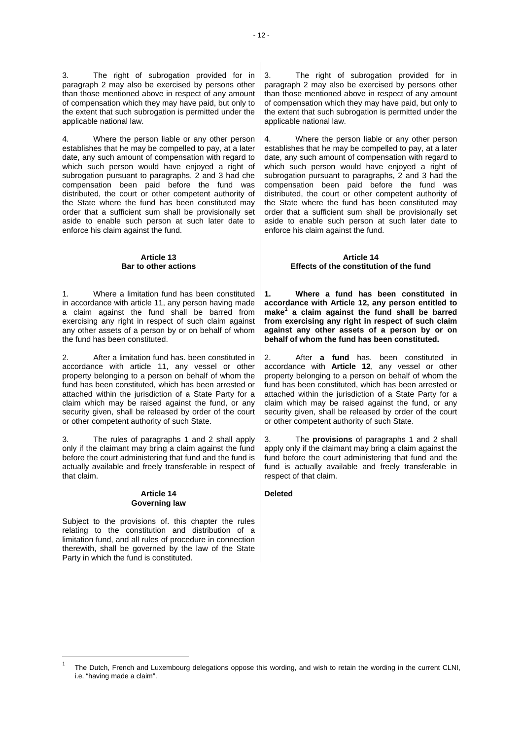| | |
|---|---|
| 3. The right of subrogation provided for in paragraph 2 may also be exercised by persons other than those mentioned above in respect of any amount of compensation which they may have paid, but only to the extent that such subrogation is permitted under the applicable national law. | 3. The right of subrogation provided for in paragraph 2 may also be exercised by persons other than those mentioned above in respect of any amount of compensation which they may have paid, but only to the extent that such subrogation is permitted under the applicable national law. |
| 4. Where the person liable or any other person establishes that he may be compelled to pay, at a later date, any such amount of compensation with regard to which such person would have enjoyed a right of subrogation pursuant to paragraphs, 2 and 3 had che compensation been paid before the fund was distributed, the court or other competent authority of the State where the fund has been constituted may order that a sufficient sum shall be provisionally set aside to enable such person at such later date to enforce his claim against the fund. | 4. Where the person liable or any other person establishes that he may be compelled to pay, at a later date, any such amount of compensation with regard to which such person would have enjoyed a right of subrogation pursuant to paragraphs, 2 and 3 had the compensation been paid before the fund was distributed, the court or other competent authority of the State where the fund has been constituted may order that a sufficient sum shall be provisionally set aside to enable such person at such later date to enforce his claim against the fund. |
| **Article 13**<br>**Bar to other actions** | **Article 14**<br>**Effects of the constitution of the fund** |
| 1. Where a limitation fund has been constituted in accordance with article 11, any person having made a claim against the fund shall be barred from exercising any right in respect of such claim against any other assets of a person by or on behalf of whom the fund has been constituted. | **1. Where a fund has been constituted in accordance with Article 12, any person entitled to make[1] a claim against the fund shall be barred from exercising any right in respect of such claim against any other assets of a person by or on behalf of whom the fund has been constituted.** |
| 2. After a limitation fund has. been constituted in accordance with article 11, any vessel or other property belonging to a person on behalf of whom the fund has been constituted, which has been arrested or attached within the jurisdiction of a State Party for a claim which may be raised against the fund, or any security given, shall be released by order of the court or other competent authority of such State. | 2. After **a fund** has. been constituted in accordance with **Article 12**, any vessel or other property belonging to a person on behalf of whom the fund has been constituted, which has been arrested or attached within the jurisdiction of a State Party for a claim which may be raised against the fund, or any security given, shall be released by order of the court or other competent authority of such State. |
| 3. The rules of paragraphs 1 and 2 shall apply only if the claimant may bring a claim against the fund before the court administering that fund and the fund is actually available and freely transferable in respect of that claim. | 3. The **provisions** of paragraphs 1 and 2 shall apply only if the claimant may bring a claim against the fund before the court administering that fund and the fund is actually available and freely transferable in respect of that claim. |
| **Article 14**<br>**Governing law** | **Deleted** |
| Subject to the provisions of. this chapter the rules relating to the constitution and distribution of a limitation fund, and all rules of procedure in connection therewith, shall be governed by the law of the State Party in which the fund is constituted. | |

[1] The Dutch, French and Luxembourg delegations oppose this wording, and wish to retain the wording in the current CLNI, i.e. "having made a claim".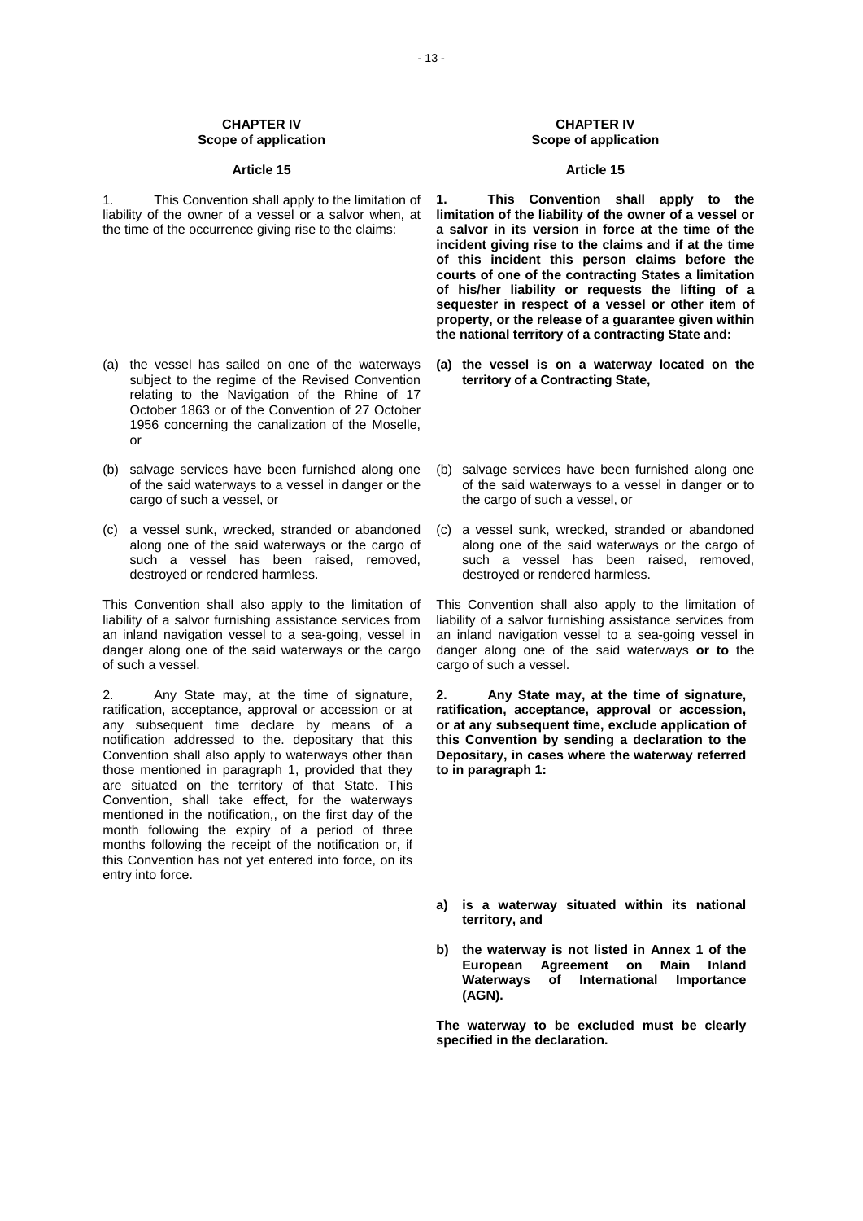| **CHAPTER IV**<br>**Scope of application** | **CHAPTER IV**<br>**Scope of application** |
|---|---|
| **Article 15** | **Article 15** |
| 1. This Convention shall apply to the limitation of liability of the owner of a vessel or a salvor when, at the time of the occurrence giving rise to the claims: | **1. This Convention shall apply to the limitation of the liability of the owner of a vessel or a salvor in its version in force at the time of the incident giving rise to the claims and if at the time of this incident this person claims before the courts of one of the contracting States a limitation of his/her liability or requests the lifting of a sequester in respect of a vessel or other item of property, or the release of a guarantee given within the national territory of a contracting State and:** |
| (a) the vessel has sailed on one of the waterways subject to the regime of the Revised Convention relating to the Navigation of the Rhine of 17 October 1863 or of the Convention of 27 October 1956 concerning the canalization of the Moselle, or | **(a) the vessel is on a waterway located on the territory of a Contracting State,** |
| (b) salvage services have been furnished along one of the said waterways to a vessel in danger or the cargo of such a vessel, or | (b) salvage services have been furnished along one of the said waterways to a vessel in danger or to the cargo of such a vessel, or |
| (c) a vessel sunk, wrecked, stranded or abandoned along one of the said waterways or the cargo of such a vessel has been raised, removed, destroyed or rendered harmless. | (c) a vessel sunk, wrecked, stranded or abandoned along one of the said waterways or the cargo of such a vessel has been raised, removed, destroyed or rendered harmless. |
| This Convention shall also apply to the limitation of liability of a salvor furnishing assistance services from an inland navigation vessel to a sea-going, vessel in danger along one of the said waterways or the cargo of such a vessel. | This Convention shall also apply to the limitation of liability of a salvor furnishing assistance services from an inland navigation vessel to a sea-going vessel in danger along one of the said waterways **or to** the cargo of such a vessel. |
| 2. Any State may, at the time of signature, ratification, acceptance, approval or accession or at any subsequent time declare by means of a notification addressed to the. depositary that this Convention shall also apply to waterways other than those mentioned in paragraph 1, provided that they are situated on the territory of that State. This Convention, shall take effect, for the waterways mentioned in the notification,, on the first day of the month following the expiry of a period of three months following the receipt of the notification or, if this Convention has not yet entered into force, on its entry into force. | **2. Any State may, at the time of signature, ratification, acceptance, approval or accession, or at any subsequent time, exclude application of this Convention by sending a declaration to the Depositary, in cases where the waterway referred to in paragraph 1:**<br><br>**a) is a waterway situated within its national territory, and**<br><br>**b) the waterway is not listed in Annex 1 of the European Agreement on Main Inland Waterways of International Importance (AGN).**<br><br>**The waterway to be excluded must be clearly specified in the declaration.** |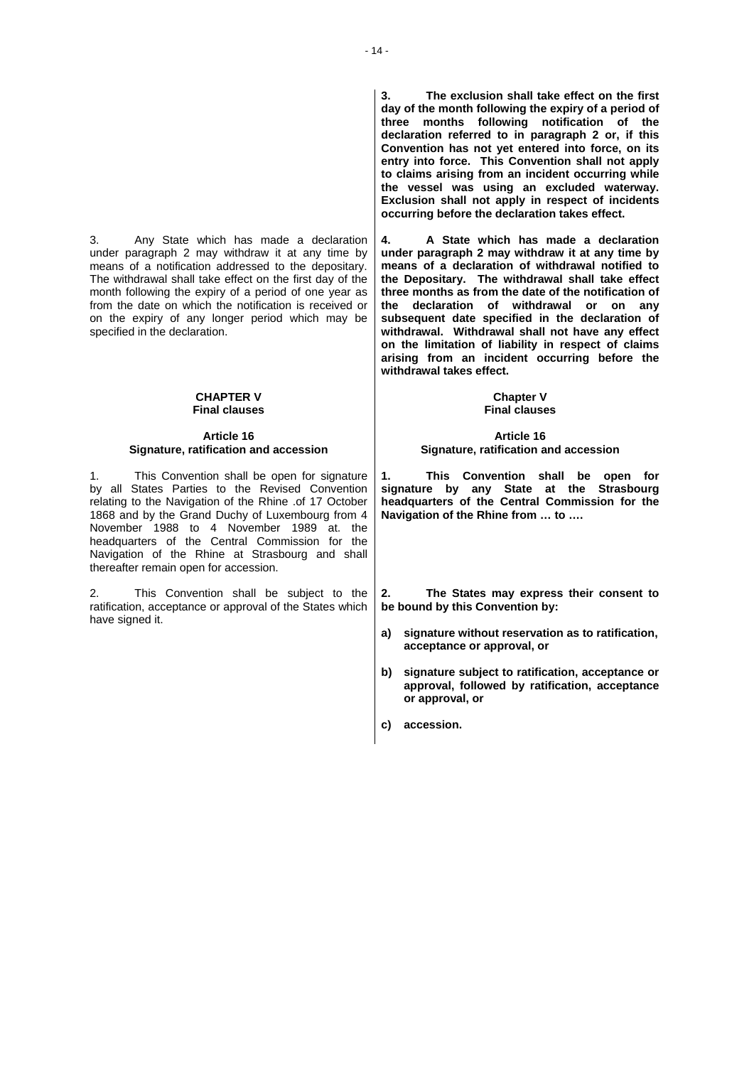**3. The exclusion shall take effect on the first day of the month following the expiry of a period of three months following notification of the declaration referred to in paragraph 2 or, if this Convention has not yet entered into force, on its entry into force. This Convention shall not apply to claims arising from an incident occurring while the vessel was using an excluded waterway. Exclusion shall not apply in respect of incidents occurring before the declaration takes effect.**

3. Any State which has made a declaration under paragraph 2 may withdraw it at any time by means of a notification addressed to the depositary. The withdrawal shall take effect on the first day of the month following the expiry of a period of one year as from the date on which the notification is received or on the expiry of any longer period which may be specified in the declaration.

**4. A State which has made a declaration under paragraph 2 may withdraw it at any time by means of a declaration of withdrawal notified to the Depositary. The withdrawal shall take effect three months as from the date of the notification of the declaration of withdrawal or on any subsequent date specified in the declaration of withdrawal. Withdrawal shall not have any effect on the limitation of liability in respect of claims arising from an incident occurring before the withdrawal takes effect.**

## CHAPTER V
## Final clauses

### Article 16
### Signature, ratification and accession

1. This Convention shall be open for signature by all States Parties to the Revised Convention relating to the Navigation of the Rhine .of 17 October 1868 and by the Grand Duchy of Luxembourg from 4 November 1988 to 4 November 1989 at. the headquarters of the Central Commission for the Navigation of the Rhine at Strasbourg and shall thereafter remain open for accession.

2. This Convention shall be subject to the ratification, acceptance or approval of the States which have signed it.

## Chapter V
## Final clauses

### Article 16
### Signature, ratification and accession

**1. This Convention shall be open for signature by any State at the Strasbourg headquarters of the Central Commission for the Navigation of the Rhine from … to ….**

**2. The States may express their consent to be bound by this Convention by:**

**a) signature without reservation as to ratification, acceptance or approval, or**

**b) signature subject to ratification, acceptance or approval, followed by ratification, acceptance or approval, or**

**c) accession.**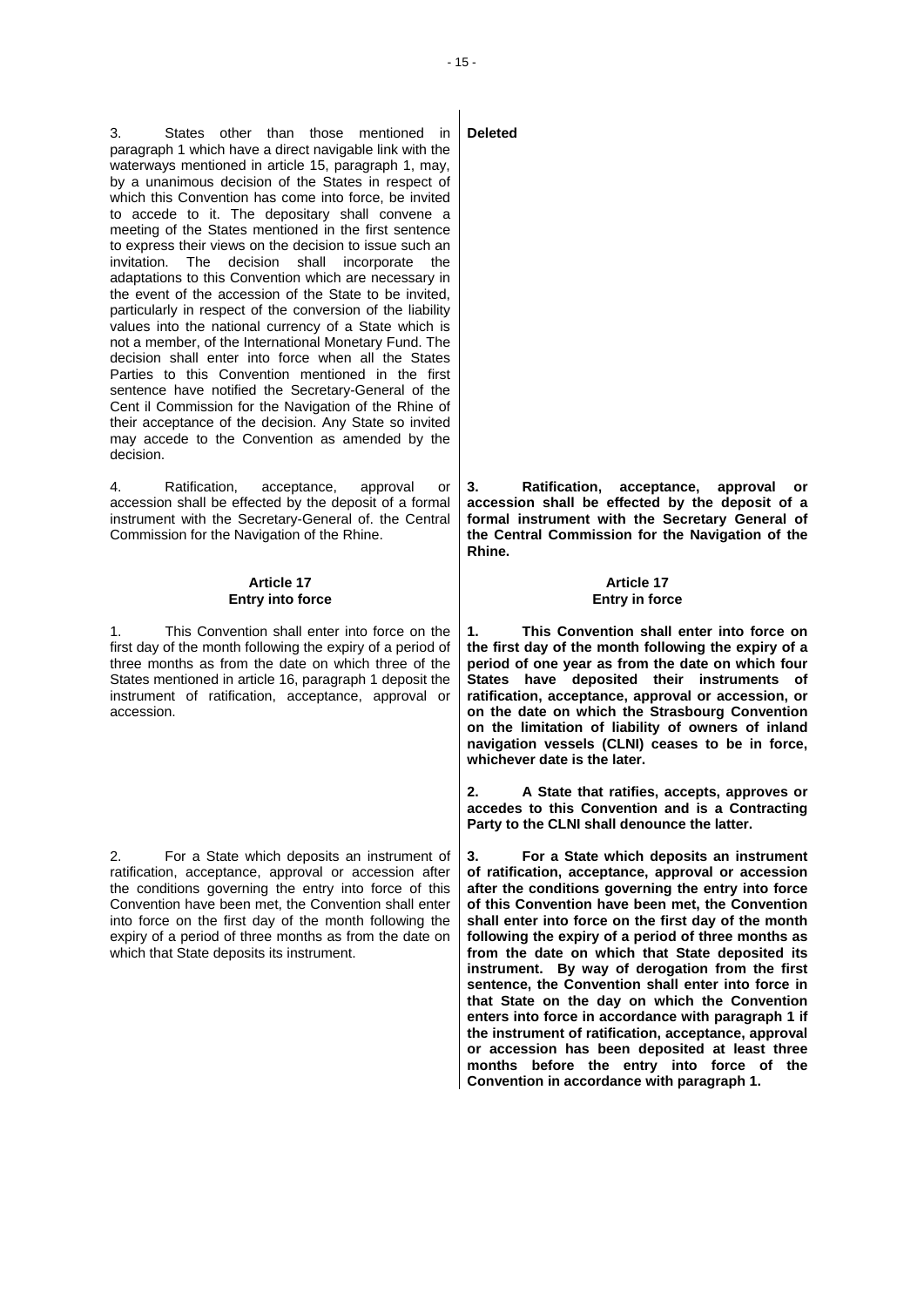| | |
|---|---|
| 3. States other than those mentioned in paragraph 1 which have a direct navigable link with the waterways mentioned in article 15, paragraph 1, may, by a unanimous decision of the States in respect of which this Convention has come into force, be invited to accede to it. The depositary shall convene a meeting of the States mentioned in the first sentence to express their views on the decision to issue such an invitation. The decision shall incorporate the adaptations to this Convention which are necessary in the event of the accession of the State to be invited, particularly in respect of the conversion of the liability values into the national currency of a State which is not a member, of the International Monetary Fund. The decision shall enter into force when all the States Parties to this Convention mentioned in the first sentence have notified the Secretary-General of the Cent il Commission for the Navigation of the Rhine of their acceptance of the decision. Any State so invited may accede to the Convention as amended by the decision. | **Deleted** |
| 4. Ratification, acceptance, approval or accession shall be effected by the deposit of a formal instrument with the Secretary-General of. the Central Commission for the Navigation of the Rhine. | **3. Ratification, acceptance, approval or accession shall be effected by the deposit of a formal instrument with the Secretary General of the Central Commission for the Navigation of the Rhine.** |
| **Article 17**<br>**Entry into force** | **Article 17**<br>**Entry in force** |
| 1. This Convention shall enter into force on the first day of the month following the expiry of a period of three months as from the date on which three of the States mentioned in article 16, paragraph 1 deposit the instrument of ratification, acceptance, approval or accession. | **1. This Convention shall enter into force on the first day of the month following the expiry of a period of one year as from the date on which four States have deposited their instruments of ratification, acceptance, approval or accession, or on the date on which the Strasbourg Convention on the limitation of liability of owners of inland navigation vessels (CLNI) ceases to be in force, whichever date is the later.** |
| | **2. A State that ratifies, accepts, approves or accedes to this Convention and is a Contracting Party to the CLNI shall denounce the latter.** |
| 2. For a State which deposits an instrument of ratification, acceptance, approval or accession after the conditions governing the entry into force of this Convention have been met, the Convention shall enter into force on the first day of the month following the expiry of a period of three months as from the date on which that State deposits its instrument. | **3. For a State which deposits an instrument of ratification, acceptance, approval or accession after the conditions governing the entry into force of this Convention have been met, the Convention shall enter into force on the first day of the month following the expiry of a period of three months as from the date on which that State deposited its instrument. By way of derogation from the first sentence, the Convention shall enter into force in that State on the day on which the Convention enters into force in accordance with paragraph 1 if the instrument of ratification, acceptance, approval or accession has been deposited at least three months before the entry into force of the Convention in accordance with paragraph 1.** |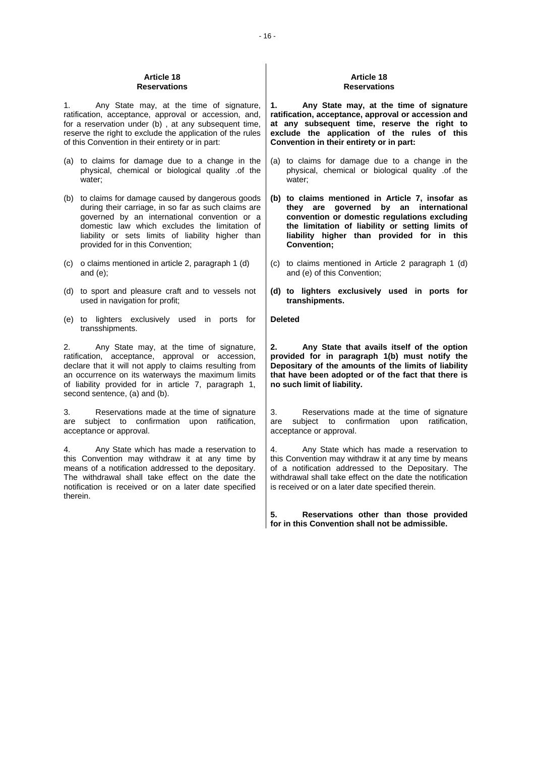| Article 18<br>Reservations | Article 18<br>Reservations |
| --- | --- |
| 1. Any State may, at the time of signature, ratification, acceptance, approval or accession, and, for a reservation under (b) , at any subsequent time, reserve the right to exclude the application of the rules of this Convention in their entirety or in part: | **1. Any State may, at the time of signature ratification, acceptance, approval or accession and at any subsequent time, reserve the right to exclude the application of the rules of this Convention in their entirety or in part:** |
| (a) to claims for damage due to a change in the physical, chemical or biological quality .of the water; | (a) to claims for damage due to a change in the physical, chemical or biological quality .of the water; |
| (b) to claims for damage caused by dangerous goods during their carriage, in so far as such claims are governed by an international convention or a domestic law which excludes the limitation of liability or sets limits of liability higher than provided for in this Convention; | **(b) to claims mentioned in Article 7, insofar as they are governed by an international convention or domestic regulations excluding the limitation of liability or setting limits of liability higher than provided for in this Convention;** |
| (c) o claims mentioned in article 2, paragraph 1 (d) and (e); | (c) to claims mentioned in Article 2 paragraph 1 (d) and (e) of this Convention; |
| (d) to sport and pleasure craft and to vessels not used in navigation for profit; | **(d) to lighters exclusively used in ports for transhipments.** |
| (e) to lighters exclusively used in ports for transshipments. | **Deleted** |
| 2. Any State may, at the time of signature, ratification, acceptance, approval or accession, declare that it will not apply to claims resulting from an occurrence on its waterways the maximum limits of liability provided for in article 7, paragraph 1, second sentence, (a) and (b). | **2. Any State that avails itself of the option provided for in paragraph 1(b) must notify the Depositary of the amounts of the limits of liability that have been adopted or of the fact that there is no such limit of liability.** |
| 3. Reservations made at the time of signature are subject to confirmation upon ratification, acceptance or approval. | 3. Reservations made at the time of signature are subject to confirmation upon ratification, acceptance or approval. |
| 4. Any State which has made a reservation to this Convention may withdraw it at any time by means of a notification addressed to the depositary. The withdrawal shall take effect on the date the notification is received or on a later date specified therein. | 4. Any State which has made a reservation to this Convention may withdraw it at any time by means of a notification addressed to the Depositary. The withdrawal shall take effect on the date the notification is received or on a later date specified therein. |
| | **5. Reservations other than those provided for in this Convention shall not be admissible.** |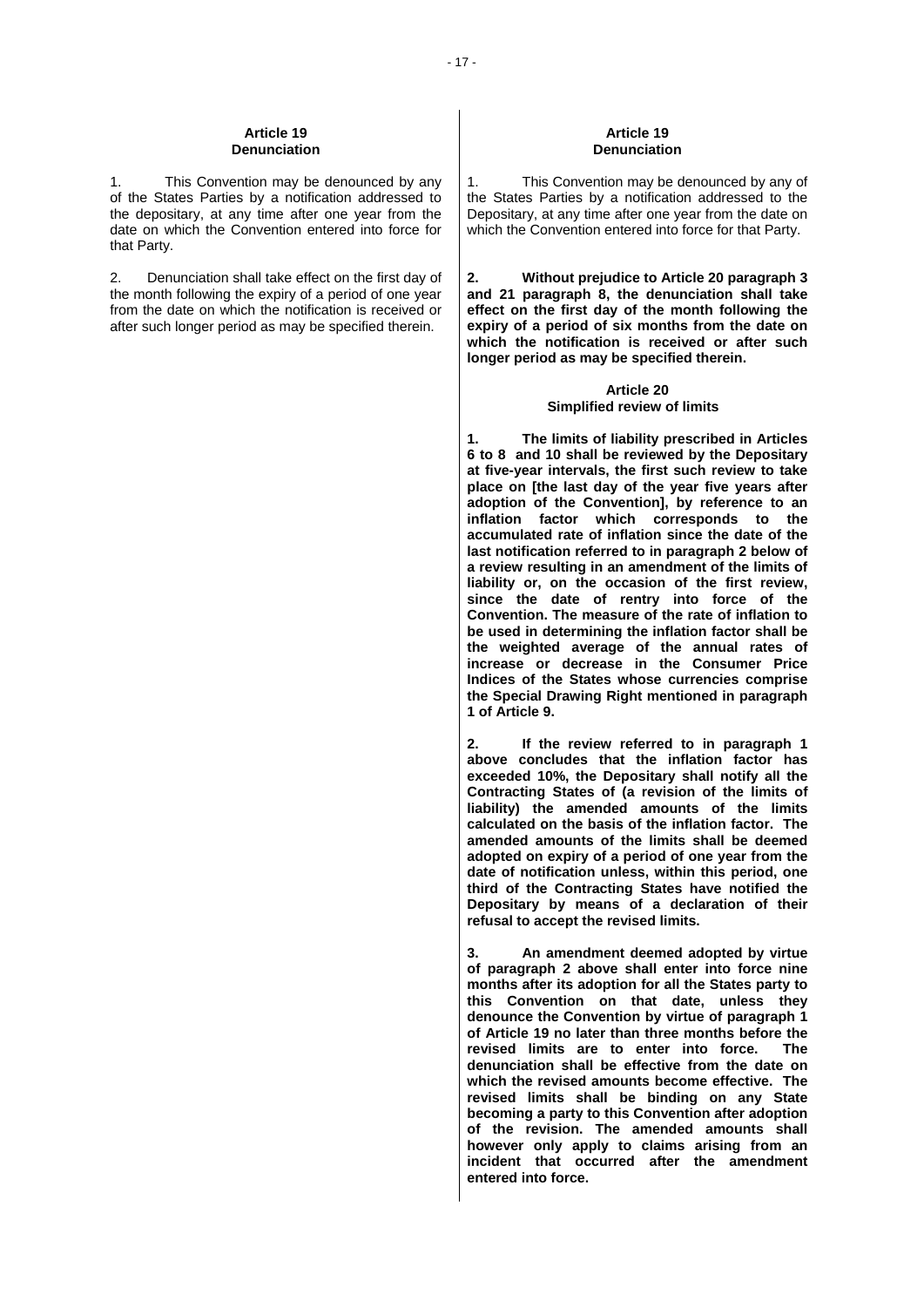**Article 19**
**Denunciation**

1. This Convention may be denounced by any of the States Parties by a notification addressed to the depositary, at any time after one year from the date on which the Convention entered into force for that Party.

2. Denunciation shall take effect on the first day of the month following the expiry of a period of one year from the date on which the notification is received or after such longer period as may be specified therein.

**Article 19**
**Denunciation**

1. This Convention may be denounced by any of the States Parties by a notification addressed to the Depositary, at any time after one year from the date on which the Convention entered into force for that Party.

**2. Without prejudice to Article 20 paragraph 3 and 21 paragraph 8, the denunciation shall take effect on the first day of the month following the expiry of a period of six months from the date on which the notification is received or after such longer period as may be specified therein.**

**Article 20**
**Simplified review of limits**

**1. The limits of liability prescribed in Articles 6 to 8 and 10 shall be reviewed by the Depositary at five-year intervals, the first such review to take place on [the last day of the year five years after adoption of the Convention], by reference to an inflation factor which corresponds to the accumulated rate of inflation since the date of the last notification referred to in paragraph 2 below of a review resulting in an amendment of the limits of liability or, on the occasion of the first review, since the date of rentry into force of the Convention. The measure of the rate of inflation to be used in determining the inflation factor shall be the weighted average of the annual rates of increase or decrease in the Consumer Price Indices of the States whose currencies comprise the Special Drawing Right mentioned in paragraph 1 of Article 9.**

**2. If the review referred to in paragraph 1 above concludes that the inflation factor has exceeded 10%, the Depositary shall notify all the Contracting States of (a revision of the limits of liability) the amended amounts of the limits calculated on the basis of the inflation factor. The amended amounts of the limits shall be deemed adopted on expiry of a period of one year from the date of notification unless, within this period, one third of the Contracting States have notified the Depositary by means of a declaration of their refusal to accept the revised limits.**

**3. An amendment deemed adopted by virtue of paragraph 2 above shall enter into force nine months after its adoption for all the States party to this Convention on that date, unless they denounce the Convention by virtue of paragraph 1 of Article 19 no later than three months before the revised limits are to enter into force. The denunciation shall be effective from the date on which the revised amounts become effective. The revised limits shall be binding on any State becoming a party to this Convention after adoption of the revision. The amended amounts shall however only apply to claims arising from an incident that occurred after the amendment entered into force.**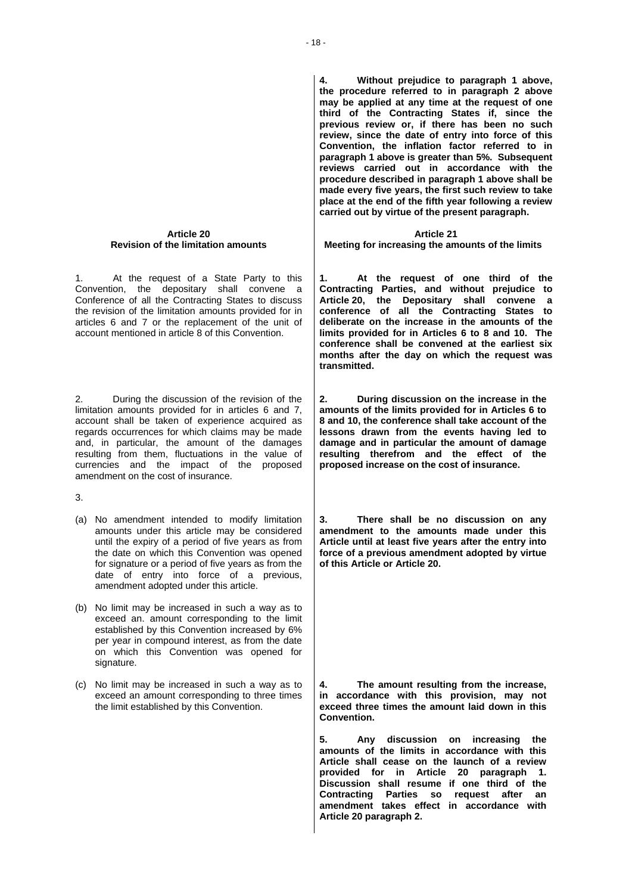**4. Without prejudice to paragraph 1 above, the procedure referred to in paragraph 2 above may be applied at any time at the request of one third of the Contracting States if, since the previous review or, if there has been no such review, since the date of entry into force of this Convention, the inflation factor referred to in paragraph 1 above is greater than 5%. Subsequent reviews carried out in accordance with the procedure described in paragraph 1 above shall be made every five years, the first such review to take place at the end of the fifth year following a review carried out by virtue of the present paragraph.**

### Article 20
### Revision of the limitation amounts

1. At the request of a State Party to this Convention, the depositary shall convene a Conference of all the Contracting States to discuss the revision of the limitation amounts provided for in articles 6 and 7 or the replacement of the unit of account mentioned in article 8 of this Convention.

2. During the discussion of the revision of the limitation amounts provided for in articles 6 and 7, account shall be taken of experience acquired as regards occurrences for which claims may be made and, in particular, the amount of the damages resulting from them, fluctuations in the value of currencies and the impact of the proposed amendment on the cost of insurance.

3.

(a) No amendment intended to modify limitation amounts under this article may be considered until the expiry of a period of five years as from the date on which this Convention was opened for signature or a period of five years as from the date of entry into force of a previous, amendment adopted under this article.

(b) No limit may be increased in such a way as to exceed an. amount corresponding to the limit established by this Convention increased by 6% per year in compound interest, as from the date on which this Convention was opened for signature.

(c) No limit may be increased in such a way as to exceed an amount corresponding to three times the limit established by this Convention.

### Article 21
### Meeting for increasing the amounts of the limits

**1. At the request of one third of the Contracting Parties, and without prejudice to Article 20, the Depositary shall convene a conference of all the Contracting States to deliberate on the increase in the amounts of the limits provided for in Articles 6 to 8 and 10. The conference shall be convened at the earliest six months after the day on which the request was transmitted.**

**2. During discussion on the increase in the amounts of the limits provided for in Articles 6 to 8 and 10, the conference shall take account of the lessons drawn from the events having led to damage and in particular the amount of damage resulting therefrom and the effect of the proposed increase on the cost of insurance.**

**3. There shall be no discussion on any amendment to the amounts made under this Article until at least five years after the entry into force of a previous amendment adopted by virtue of this Article or Article 20.**

**4. The amount resulting from the increase, in accordance with this provision, may not exceed three times the amount laid down in this Convention.**

**5. Any discussion on increasing the amounts of the limits in accordance with this Article shall cease on the launch of a review provided for in Article 20 paragraph 1. Discussion shall resume if one third of the Contracting Parties so request after an amendment takes effect in accordance with Article 20 paragraph 2.**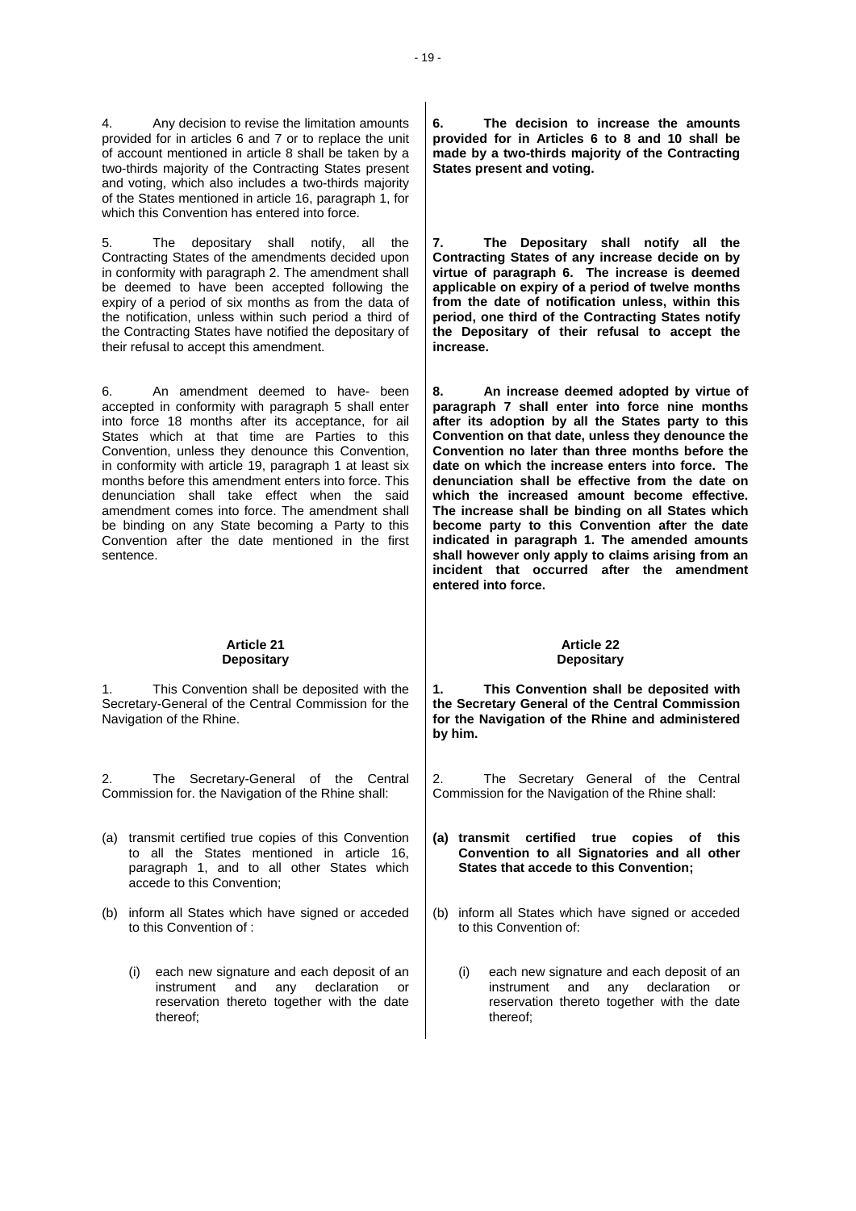4. Any decision to revise the limitation amounts provided for in articles 6 and 7 or to replace the unit of account mentioned in article 8 shall be taken by a two-thirds majority of the Contracting States present and voting, which also includes a two-thirds majority of the States mentioned in article 16, paragraph 1, for which this Convention has entered into force.

5. The depositary shall notify, all the Contracting States of the amendments decided upon in conformity with paragraph 2. The amendment shall be deemed to have been accepted following the expiry of a period of six months as from the data of the notification, unless within such period a third of the Contracting States have notified the depositary of their refusal to accept this amendment.

6. An amendment deemed to have- been accepted in conformity with paragraph 5 shall enter into force 18 months after its acceptance, for ail States which at that time are Parties to this Convention, unless they denounce this Convention, in conformity with article 19, paragraph 1 at least six months before this amendment enters into force. This denunciation shall take effect when the said amendment comes into force. The amendment shall be binding on any State becoming a Party to this Convention after the date mentioned in the first sentence.

**6. The decision to increase the amounts provided for in Articles 6 to 8 and 10 shall be made by a two-thirds majority of the Contracting States present and voting.**

**7. The Depositary shall notify all the Contracting States of any increase decide on by virtue of paragraph 6. The increase is deemed applicable on expiry of a period of twelve months from the date of notification unless, within this period, one third of the Contracting States notify the Depositary of their refusal to accept the increase.**

**8. An increase deemed adopted by virtue of paragraph 7 shall enter into force nine months after its adoption by all the States party to this Convention on that date, unless they denounce the Convention no later than three months before the date on which the increase enters into force. The denunciation shall be effective from the date on which the increased amount become effective. The increase shall be binding on all States which become party to this Convention after the date indicated in paragraph 1. The amended amounts shall however only apply to claims arising from an incident that occurred after the amendment entered into force.**

## Article 21
## Depositary

1. This Convention shall be deposited with the Secretary-General of the Central Commission for the Navigation of the Rhine.

2. The Secretary-General of the Central Commission for. the Navigation of the Rhine shall:

(a) transmit certified true copies of this Convention to all the States mentioned in article 16, paragraph 1, and to all other States which accede to this Convention;

(b) inform all States which have signed or acceded to this Convention of :

   (i) each new signature and each deposit of an instrument and any declaration or reservation thereto together with the date thereof;

## Article 22
## Depositary

**1. This Convention shall be deposited with the Secretary General of the Central Commission for the Navigation of the Rhine and administered by him.**

2. The Secretary General of the Central Commission for the Navigation of the Rhine shall:

**(a) transmit certified true copies of this Convention to all Signatories and all other States that accede to this Convention;**

(b) inform all States which have signed or acceded to this Convention of:

   (i) each new signature and each deposit of an instrument and any declaration or reservation thereto together with the date thereof;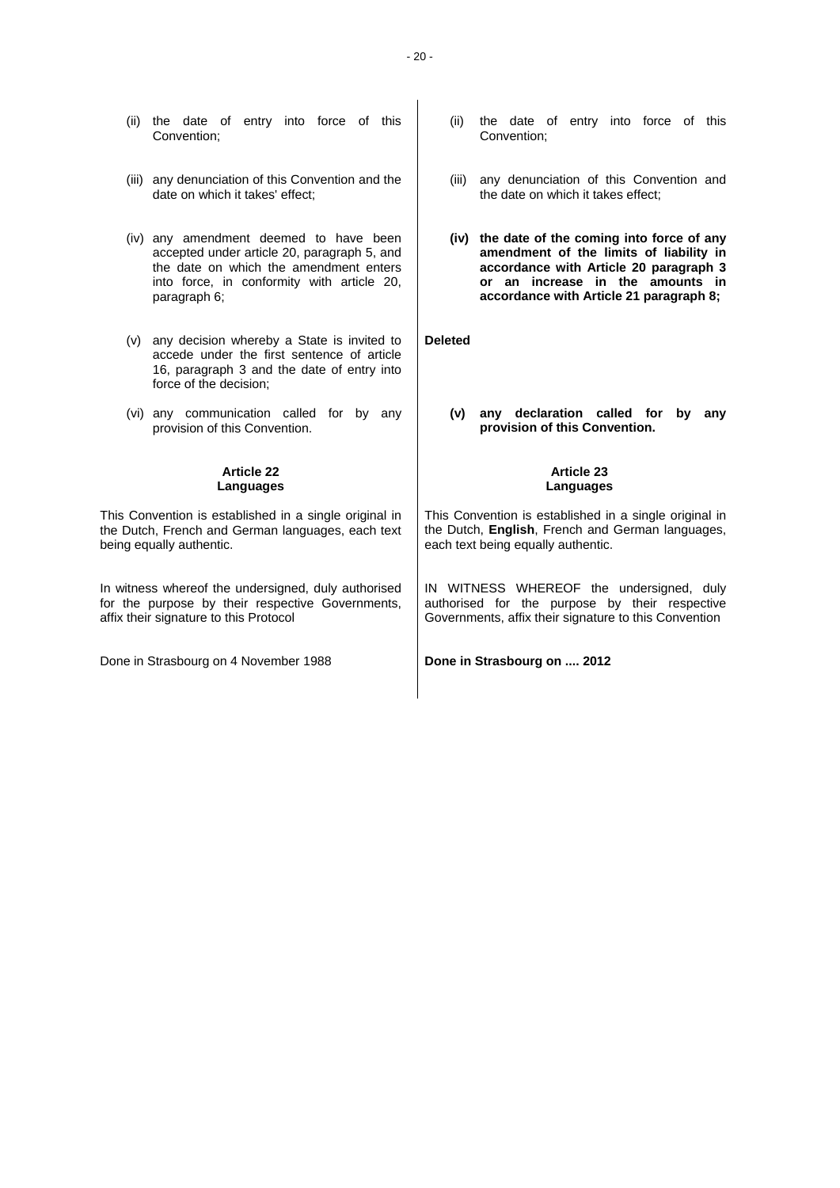| | |
|---|---|
| (ii) the date of entry into force of this Convention; | (ii) the date of entry into force of this Convention; |
| (iii) any denunciation of this Convention and the date on which it takes' effect; | (iii) any denunciation of this Convention and the date on which it takes effect; |
| (iv) any amendment deemed to have been accepted under article 20, paragraph 5, and the date on which the amendment enters into force, in conformity with article 20, paragraph 6; | **(iv) the date of the coming into force of any amendment of the limits of liability in accordance with Article 20 paragraph 3 or an increase in the amounts in accordance with Article 21 paragraph 8;** |
| (v) any decision whereby a State is invited to accede under the first sentence of article 16, paragraph 3 and the date of entry into force of the decision; | **Deleted** |
| (vi) any communication called for by any provision of this Convention. | **(v) any declaration called for by any provision of this Convention.** |
| **Article 22**<br>**Languages** | **Article 23**<br>**Languages** |
| This Convention is established in a single original in the Dutch, French and German languages, each text being equally authentic. | This Convention is established in a single original in the Dutch, **English**, French and German languages, each text being equally authentic. |
| In witness whereof the undersigned, duly authorised for the purpose by their respective Governments, affix their signature to this Protocol | IN WITNESS WHEREOF the undersigned, duly authorised for the purpose by their respective Governments, affix their signature to this Convention |
| Done in Strasbourg on 4 November 1988 | **Done in Strasbourg on .... 2012** |